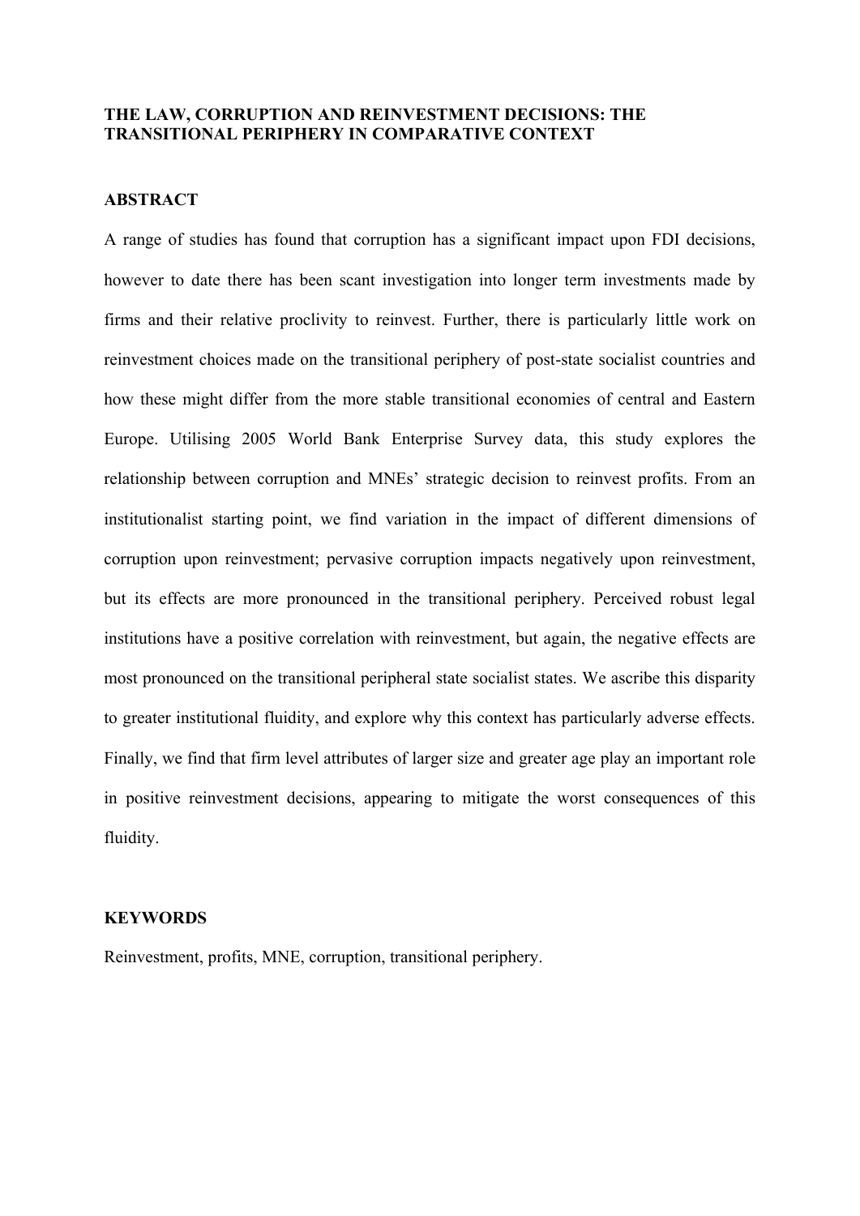# THE LAW, CORRUPTION AND REINVESTMENT DECISIONS: THE TRANSITIONAL PERIPHERY IN COMPARATIVE CONTEXT

## ABSTRACT

A range of studies has found that corruption has a significant impact upon FDI decisions, however to date there has been scant investigation into longer term investments made by firms and their relative proclivity to reinvest. Further, there is particularly little work on reinvestment choices made on the transitional periphery of post-state socialist countries and how these might differ from the more stable transitional economies of central and Eastern Europe. Utilising 2005 World Bank Enterprise Survey data, this study explores the relationship between corruption and MNEs' strategic decision to reinvest profits. From an institutionalist starting point, we find variation in the impact of different dimensions of corruption upon reinvestment; pervasive corruption impacts negatively upon reinvestment, but its effects are more pronounced in the transitional periphery. Perceived robust legal institutions have a positive correlation with reinvestment, but again, the negative effects are most pronounced on the transitional peripheral state socialist states. We ascribe this disparity to greater institutional fluidity, and explore why this context has particularly adverse effects. Finally, we find that firm level attributes of larger size and greater age play an important role in positive reinvestment decisions, appearing to mitigate the worst consequences of this fluidity.

## KEYWORDS

Reinvestment, profits, MNE, corruption, transitional periphery.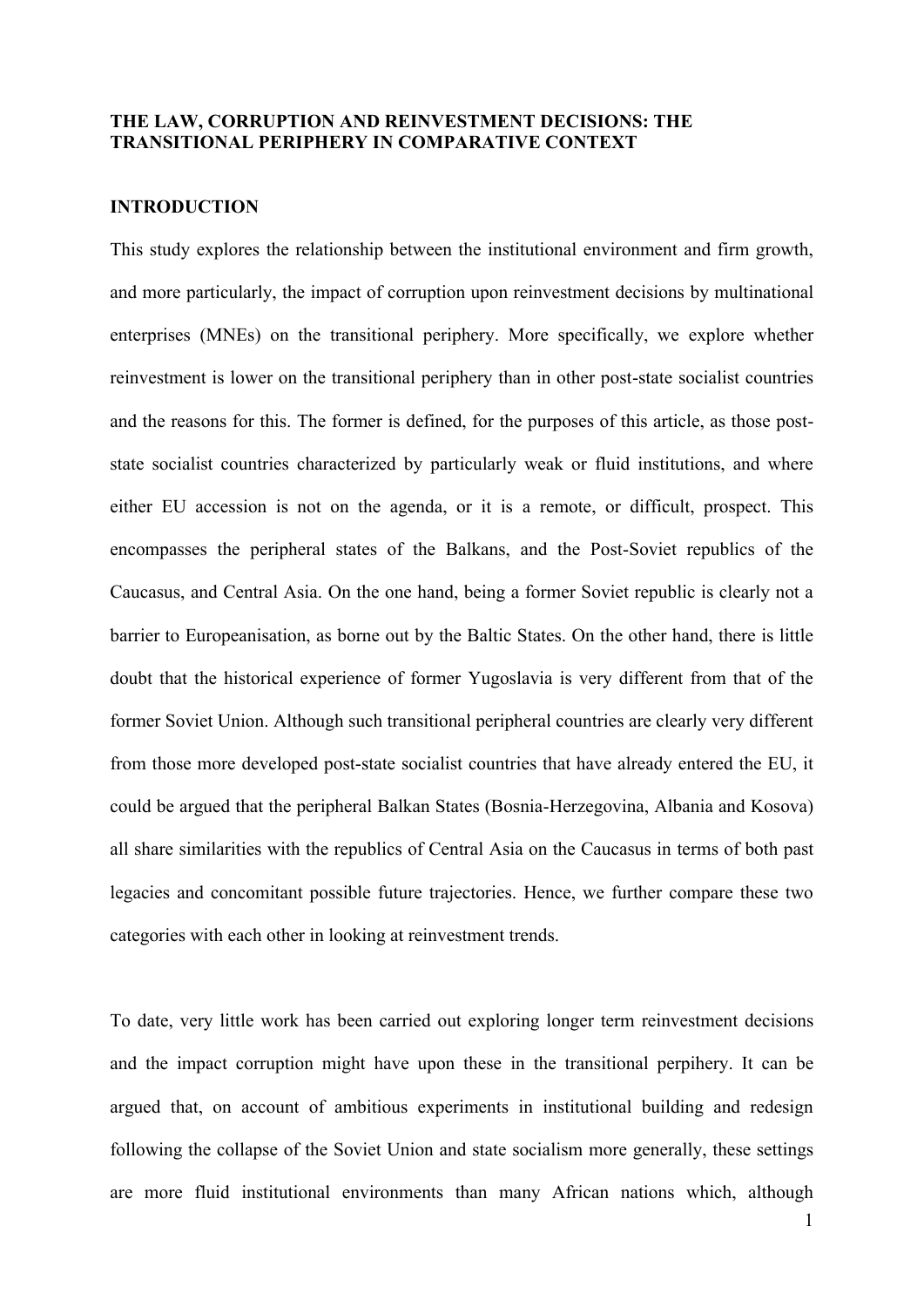**THE LAW, CORRUPTION AND REINVESTMENT DECISIONS: THE TRANSITIONAL PERIPHERY IN COMPARATIVE CONTEXT**

**INTRODUCTION**

This study explores the relationship between the institutional environment and firm growth, and more particularly, the impact of corruption upon reinvestment decisions by multinational enterprises (MNEs) on the transitional periphery. More specifically, we explore whether reinvestment is lower on the transitional periphery than in other post-state socialist countries and the reasons for this. The former is defined, for the purposes of this article, as those post-state socialist countries characterized by particularly weak or fluid institutions, and where either EU accession is not on the agenda, or it is a remote, or difficult, prospect. This encompasses the peripheral states of the Balkans, and the Post-Soviet republics of the Caucasus, and Central Asia. On the one hand, being a former Soviet republic is clearly not a barrier to Europeanisation, as borne out by the Baltic States. On the other hand, there is little doubt that the historical experience of former Yugoslavia is very different from that of the former Soviet Union. Although such transitional peripheral countries are clearly very different from those more developed post-state socialist countries that have already entered the EU, it could be argued that the peripheral Balkan States (Bosnia-Herzegovina, Albania and Kosova) all share similarities with the republics of Central Asia on the Caucasus in terms of both past legacies and concomitant possible future trajectories. Hence, we further compare these two categories with each other in looking at reinvestment trends.

To date, very little work has been carried out exploring longer term reinvestment decisions and the impact corruption might have upon these in the transitional perpihery. It can be argued that, on account of ambitious experiments in institutional building and redesign following the collapse of the Soviet Union and state socialism more generally, these settings are more fluid institutional environments than many African nations which, although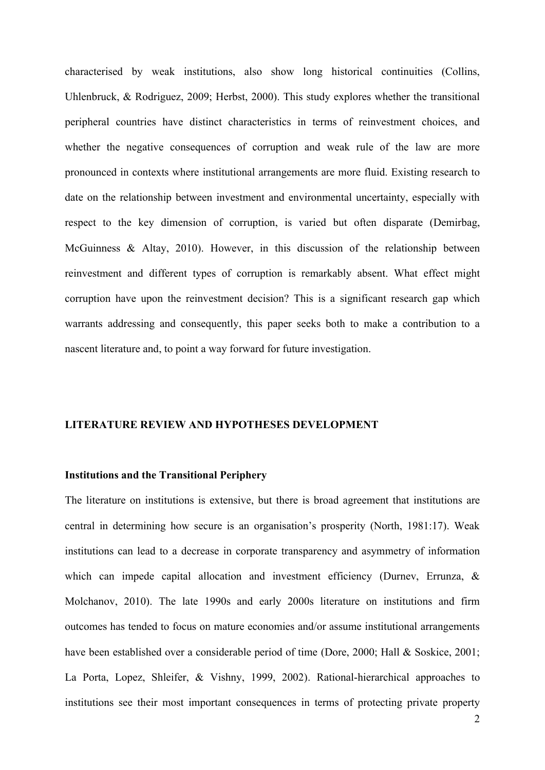characterised by weak institutions, also show long historical continuities (Collins, Uhlenbruck, & Rodriguez, 2009; Herbst, 2000). This study explores whether the transitional peripheral countries have distinct characteristics in terms of reinvestment choices, and whether the negative consequences of corruption and weak rule of the law are more pronounced in contexts where institutional arrangements are more fluid. Existing research to date on the relationship between investment and environmental uncertainty, especially with respect to the key dimension of corruption, is varied but often disparate (Demirbag, McGuinness & Altay, 2010). However, in this discussion of the relationship between reinvestment and different types of corruption is remarkably absent. What effect might corruption have upon the reinvestment decision? This is a significant research gap which warrants addressing and consequently, this paper seeks both to make a contribution to a nascent literature and, to point a way forward for future investigation.

## LITERATURE REVIEW AND HYPOTHESES DEVELOPMENT

### Institutions and the Transitional Periphery

The literature on institutions is extensive, but there is broad agreement that institutions are central in determining how secure is an organisation's prosperity (North, 1981:17). Weak institutions can lead to a decrease in corporate transparency and asymmetry of information which can impede capital allocation and investment efficiency (Durnev, Errunza, & Molchanov, 2010). The late 1990s and early 2000s literature on institutions and firm outcomes has tended to focus on mature economies and/or assume institutional arrangements have been established over a considerable period of time (Dore, 2000; Hall & Soskice, 2001; La Porta, Lopez, Shleifer, & Vishny, 1999, 2002). Rational-hierarchical approaches to institutions see their most important consequences in terms of protecting private property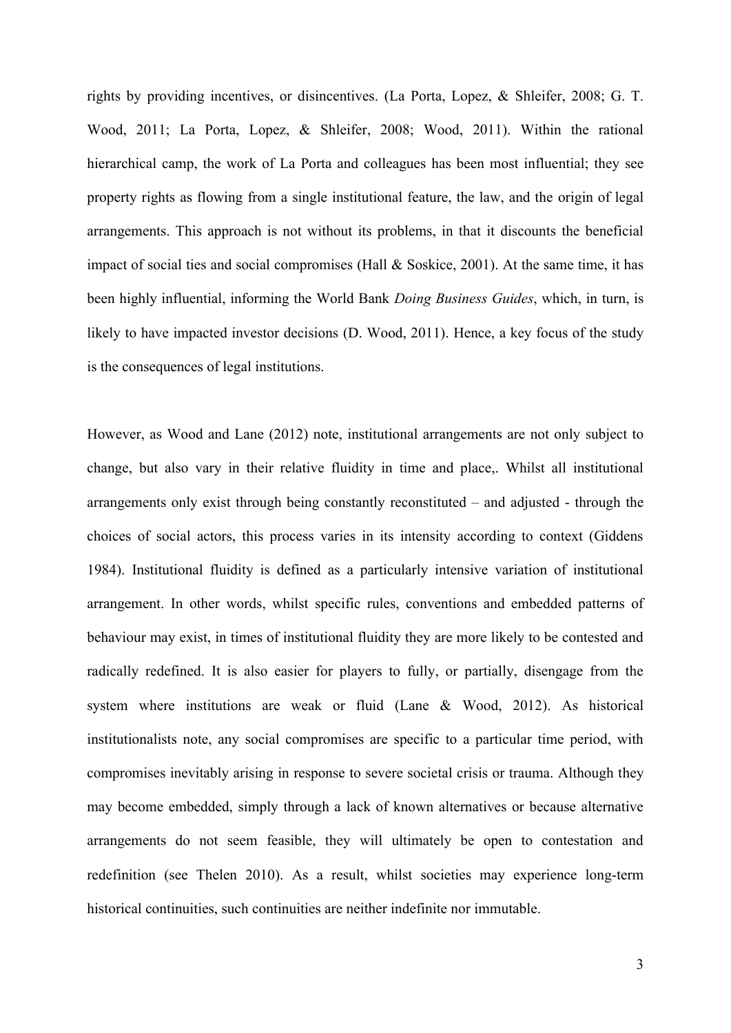rights by providing incentives, or disincentives. (La Porta, Lopez, & Shleifer, 2008; G. T. Wood, 2011; La Porta, Lopez, & Shleifer, 2008; Wood, 2011). Within the rational hierarchical camp, the work of La Porta and colleagues has been most influential; they see property rights as flowing from a single institutional feature, the law, and the origin of legal arrangements. This approach is not without its problems, in that it discounts the beneficial impact of social ties and social compromises (Hall & Soskice, 2001). At the same time, it has been highly influential, informing the World Bank *Doing Business Guides*, which, in turn, is likely to have impacted investor decisions (D. Wood, 2011). Hence, a key focus of the study is the consequences of legal institutions.

However, as Wood and Lane (2012) note, institutional arrangements are not only subject to change, but also vary in their relative fluidity in time and place,. Whilst all institutional arrangements only exist through being constantly reconstituted – and adjusted - through the choices of social actors, this process varies in its intensity according to context (Giddens 1984). Institutional fluidity is defined as a particularly intensive variation of institutional arrangement. In other words, whilst specific rules, conventions and embedded patterns of behaviour may exist, in times of institutional fluidity they are more likely to be contested and radically redefined. It is also easier for players to fully, or partially, disengage from the system where institutions are weak or fluid (Lane & Wood, 2012). As historical institutionalists note, any social compromises are specific to a particular time period, with compromises inevitably arising in response to severe societal crisis or trauma. Although they may become embedded, simply through a lack of known alternatives or because alternative arrangements do not seem feasible, they will ultimately be open to contestation and redefinition (see Thelen 2010). As a result, whilst societies may experience long-term historical continuities, such continuities are neither indefinite nor immutable.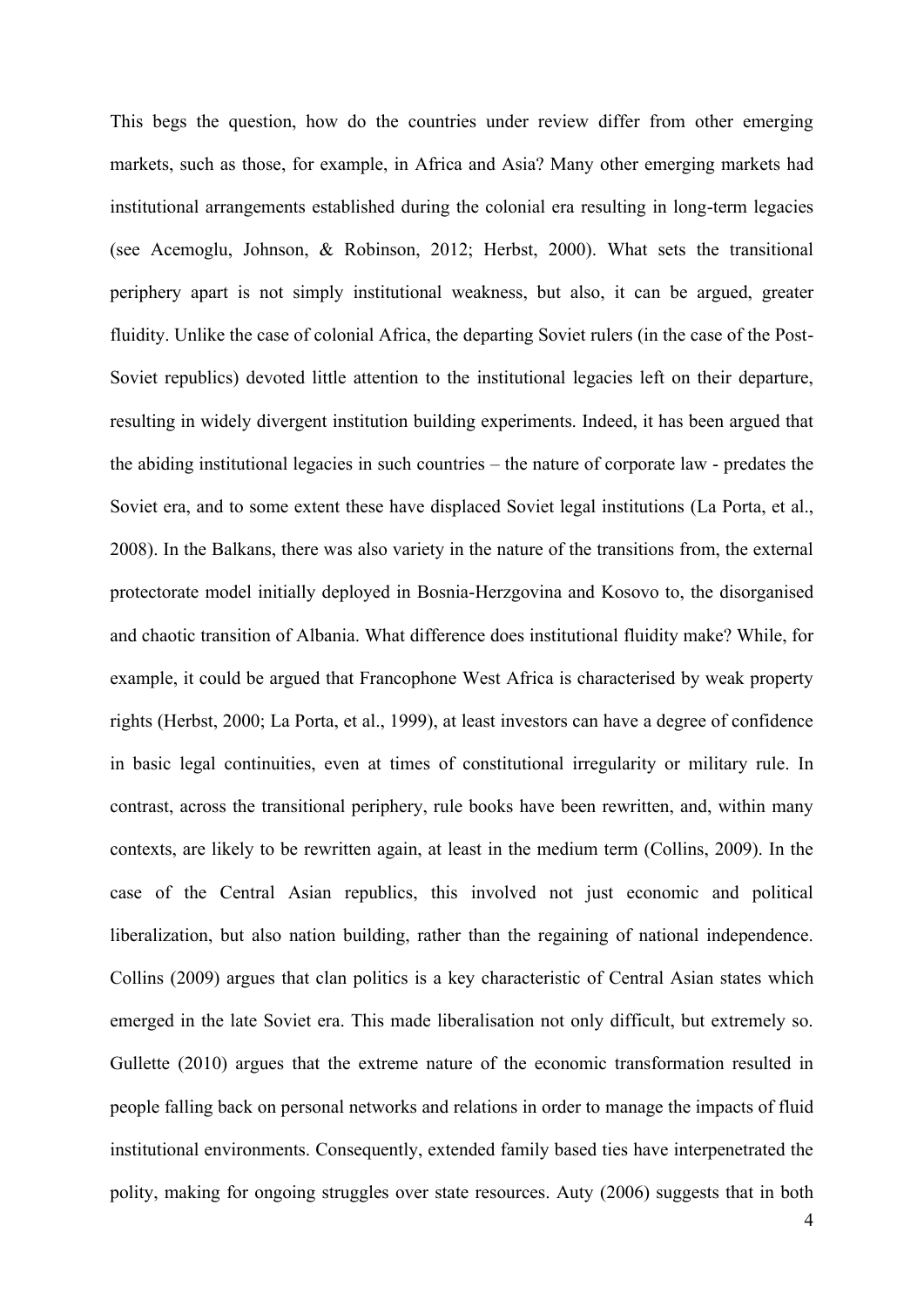This begs the question, how do the countries under review differ from other emerging markets, such as those, for example, in Africa and Asia? Many other emerging markets had institutional arrangements established during the colonial era resulting in long-term legacies (see Acemoglu, Johnson, & Robinson, 2012; Herbst, 2000). What sets the transitional periphery apart is not simply institutional weakness, but also, it can be argued, greater fluidity. Unlike the case of colonial Africa, the departing Soviet rulers (in the case of the Post-Soviet republics) devoted little attention to the institutional legacies left on their departure, resulting in widely divergent institution building experiments. Indeed, it has been argued that the abiding institutional legacies in such countries – the nature of corporate law - predates the Soviet era, and to some extent these have displaced Soviet legal institutions (La Porta, et al., 2008). In the Balkans, there was also variety in the nature of the transitions from, the external protectorate model initially deployed in Bosnia-Herzgovina and Kosovo to, the disorganised and chaotic transition of Albania. What difference does institutional fluidity make? While, for example, it could be argued that Francophone West Africa is characterised by weak property rights (Herbst, 2000; La Porta, et al., 1999), at least investors can have a degree of confidence in basic legal continuities, even at times of constitutional irregularity or military rule. In contrast, across the transitional periphery, rule books have been rewritten, and, within many contexts, are likely to be rewritten again, at least in the medium term (Collins, 2009). In the case of the Central Asian republics, this involved not just economic and political liberalization, but also nation building, rather than the regaining of national independence. Collins (2009) argues that clan politics is a key characteristic of Central Asian states which emerged in the late Soviet era. This made liberalisation not only difficult, but extremely so. Gullette (2010) argues that the extreme nature of the economic transformation resulted in people falling back on personal networks and relations in order to manage the impacts of fluid institutional environments. Consequently, extended family based ties have interpenetrated the polity, making for ongoing struggles over state resources. Auty (2006) suggests that in both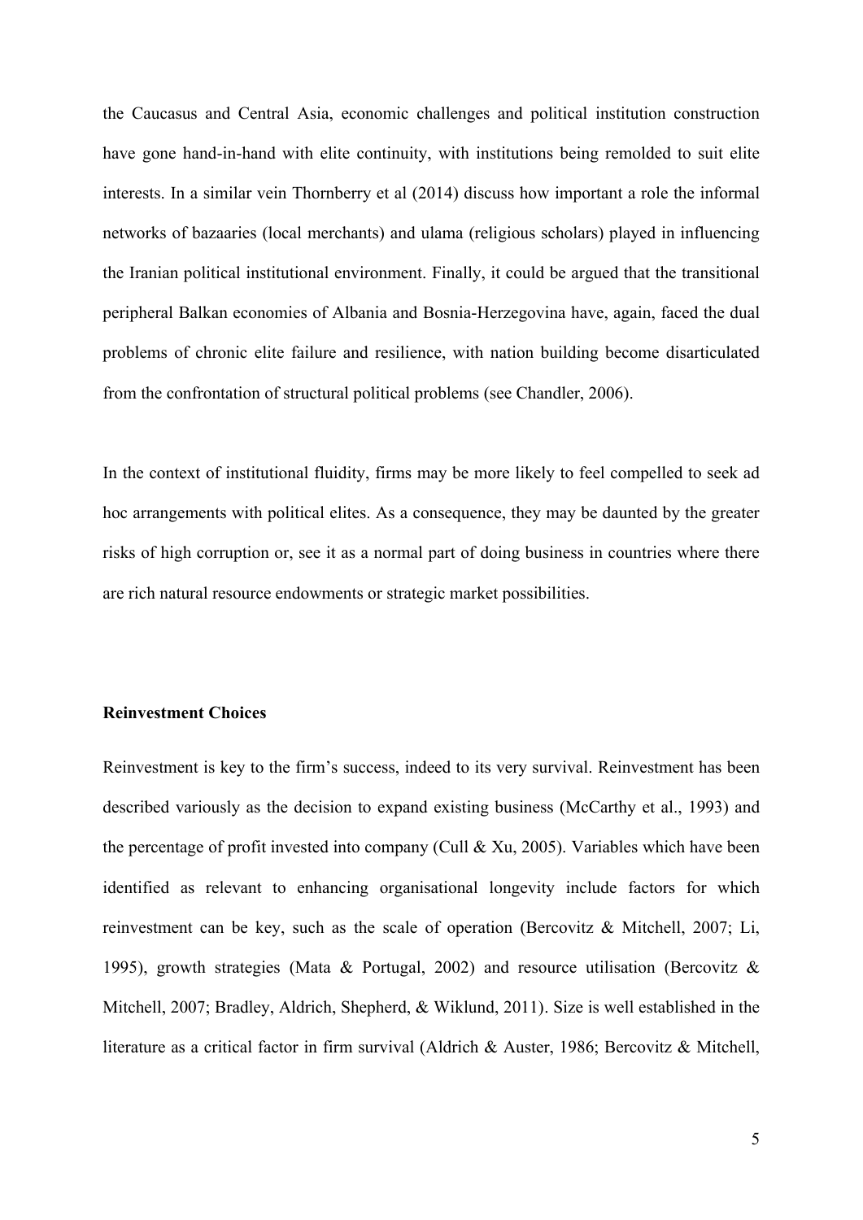the Caucasus and Central Asia, economic challenges and political institution construction have gone hand-in-hand with elite continuity, with institutions being remolded to suit elite interests. In a similar vein Thornberry et al (2014) discuss how important a role the informal networks of bazaaries (local merchants) and ulama (religious scholars) played in influencing the Iranian political institutional environment. Finally, it could be argued that the transitional peripheral Balkan economies of Albania and Bosnia-Herzegovina have, again, faced the dual problems of chronic elite failure and resilience, with nation building become disarticulated from the confrontation of structural political problems (see Chandler, 2006).

In the context of institutional fluidity, firms may be more likely to feel compelled to seek ad hoc arrangements with political elites. As a consequence, they may be daunted by the greater risks of high corruption or, see it as a normal part of doing business in countries where there are rich natural resource endowments or strategic market possibilities.

**Reinvestment Choices**

Reinvestment is key to the firm's success, indeed to its very survival. Reinvestment has been described variously as the decision to expand existing business (McCarthy et al., 1993) and the percentage of profit invested into company (Cull & Xu, 2005). Variables which have been identified as relevant to enhancing organisational longevity include factors for which reinvestment can be key, such as the scale of operation (Bercovitz & Mitchell, 2007; Li, 1995), growth strategies (Mata & Portugal, 2002) and resource utilisation (Bercovitz & Mitchell, 2007; Bradley, Aldrich, Shepherd, & Wiklund, 2011). Size is well established in the literature as a critical factor in firm survival (Aldrich & Auster, 1986; Bercovitz & Mitchell,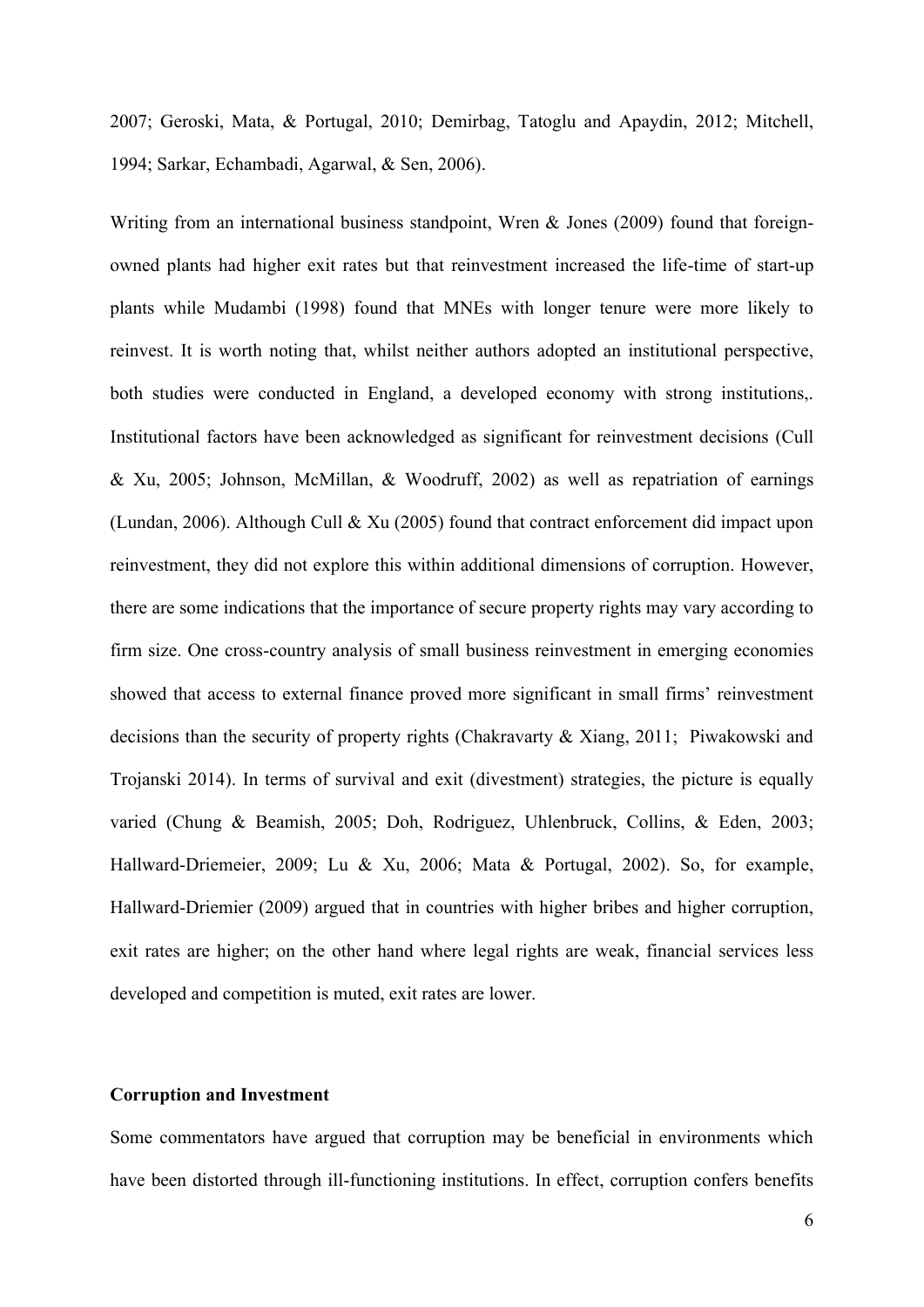2007; Geroski, Mata, & Portugal, 2010; Demirbag, Tatoglu and Apaydin, 2012; Mitchell, 1994; Sarkar, Echambadi, Agarwal, & Sen, 2006).

Writing from an international business standpoint, Wren & Jones (2009) found that foreign-owned plants had higher exit rates but that reinvestment increased the life-time of start-up plants while Mudambi (1998) found that MNEs with longer tenure were more likely to reinvest. It is worth noting that, whilst neither authors adopted an institutional perspective, both studies were conducted in England, a developed economy with strong institutions,. Institutional factors have been acknowledged as significant for reinvestment decisions (Cull & Xu, 2005; Johnson, McMillan, & Woodruff, 2002) as well as repatriation of earnings (Lundan, 2006). Although Cull & Xu (2005) found that contract enforcement did impact upon reinvestment, they did not explore this within additional dimensions of corruption. However, there are some indications that the importance of secure property rights may vary according to firm size. One cross-country analysis of small business reinvestment in emerging economies showed that access to external finance proved more significant in small firms' reinvestment decisions than the security of property rights (Chakravarty & Xiang, 2011; Piwakowski and Trojanski 2014). In terms of survival and exit (divestment) strategies, the picture is equally varied (Chung & Beamish, 2005; Doh, Rodriguez, Uhlenbruck, Collins, & Eden, 2003; Hallward-Driemeier, 2009; Lu & Xu, 2006; Mata & Portugal, 2002). So, for example, Hallward-Driemier (2009) argued that in countries with higher bribes and higher corruption, exit rates are higher; on the other hand where legal rights are weak, financial services less developed and competition is muted, exit rates are lower.

**Corruption and Investment**

Some commentators have argued that corruption may be beneficial in environments which have been distorted through ill-functioning institutions. In effect, corruption confers benefits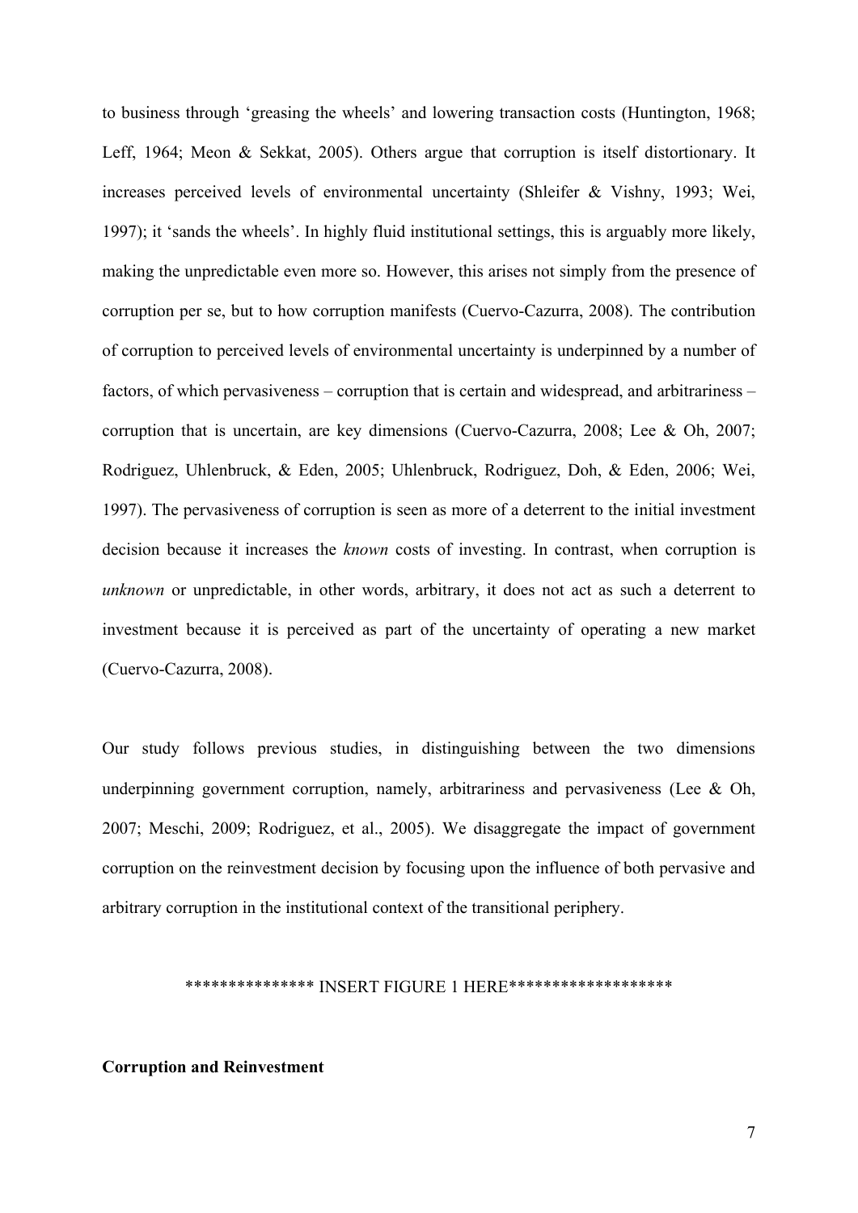to business through 'greasing the wheels' and lowering transaction costs (Huntington, 1968; Leff, 1964; Meon & Sekkat, 2005). Others argue that corruption is itself distortionary. It increases perceived levels of environmental uncertainty (Shleifer & Vishny, 1993; Wei, 1997); it 'sands the wheels'. In highly fluid institutional settings, this is arguably more likely, making the unpredictable even more so. However, this arises not simply from the presence of corruption per se, but to how corruption manifests (Cuervo-Cazurra, 2008). The contribution of corruption to perceived levels of environmental uncertainty is underpinned by a number of factors, of which pervasiveness – corruption that is certain and widespread, and arbitrariness – corruption that is uncertain, are key dimensions (Cuervo-Cazurra, 2008; Lee & Oh, 2007; Rodriguez, Uhlenbruck, & Eden, 2005; Uhlenbruck, Rodriguez, Doh, & Eden, 2006; Wei, 1997). The pervasiveness of corruption is seen as more of a deterrent to the initial investment decision because it increases the *known* costs of investing. In contrast, when corruption is *unknown* or unpredictable, in other words, arbitrary, it does not act as such a deterrent to investment because it is perceived as part of the uncertainty of operating a new market (Cuervo-Cazurra, 2008).

Our study follows previous studies, in distinguishing between the two dimensions underpinning government corruption, namely, arbitrariness and pervasiveness (Lee & Oh, 2007; Meschi, 2009; Rodriguez, et al., 2005). We disaggregate the impact of government corruption on the reinvestment decision by focusing upon the influence of both pervasive and arbitrary corruption in the institutional context of the transitional periphery.

*************** INSERT FIGURE 1 HERE*******************

**Corruption and Reinvestment**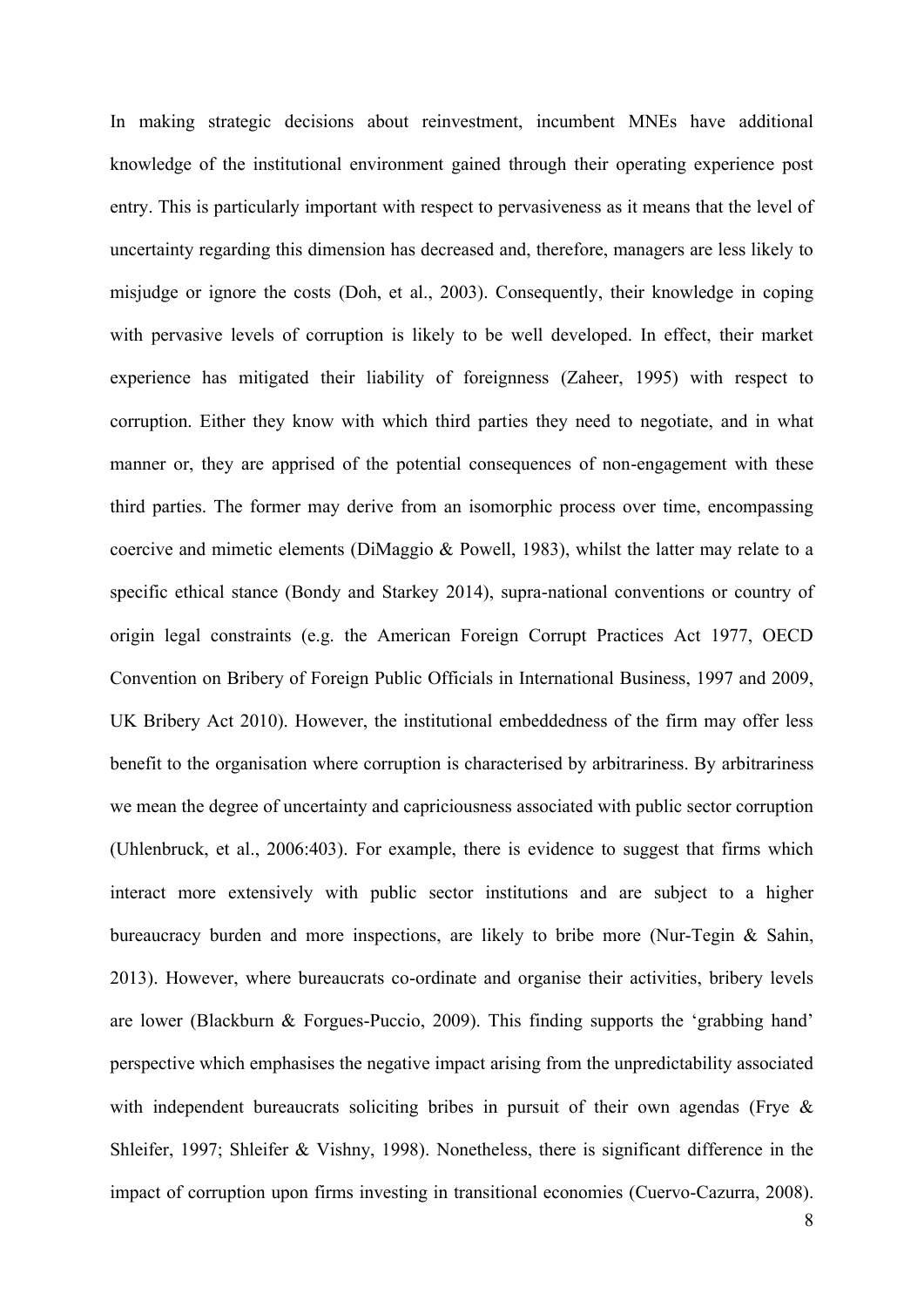In making strategic decisions about reinvestment, incumbent MNEs have additional knowledge of the institutional environment gained through their operating experience post entry. This is particularly important with respect to pervasiveness as it means that the level of uncertainty regarding this dimension has decreased and, therefore, managers are less likely to misjudge or ignore the costs (Doh, et al., 2003). Consequently, their knowledge in coping with pervasive levels of corruption is likely to be well developed. In effect, their market experience has mitigated their liability of foreignness (Zaheer, 1995) with respect to corruption. Either they know with which third parties they need to negotiate, and in what manner or, they are apprised of the potential consequences of non-engagement with these third parties. The former may derive from an isomorphic process over time, encompassing coercive and mimetic elements (DiMaggio & Powell, 1983), whilst the latter may relate to a specific ethical stance (Bondy and Starkey 2014), supra-national conventions or country of origin legal constraints (e.g. the American Foreign Corrupt Practices Act 1977, OECD Convention on Bribery of Foreign Public Officials in International Business, 1997 and 2009, UK Bribery Act 2010). However, the institutional embeddedness of the firm may offer less benefit to the organisation where corruption is characterised by arbitrariness. By arbitrariness we mean the degree of uncertainty and capriciousness associated with public sector corruption (Uhlenbruck, et al., 2006:403). For example, there is evidence to suggest that firms which interact more extensively with public sector institutions and are subject to a higher bureaucracy burden and more inspections, are likely to bribe more (Nur-Tegin & Sahin, 2013). However, where bureaucrats co-ordinate and organise their activities, bribery levels are lower (Blackburn & Forgues-Puccio, 2009). This finding supports the 'grabbing hand' perspective which emphasises the negative impact arising from the unpredictability associated with independent bureaucrats soliciting bribes in pursuit of their own agendas (Frye & Shleifer, 1997; Shleifer & Vishny, 1998). Nonetheless, there is significant difference in the impact of corruption upon firms investing in transitional economies (Cuervo-Cazurra, 2008).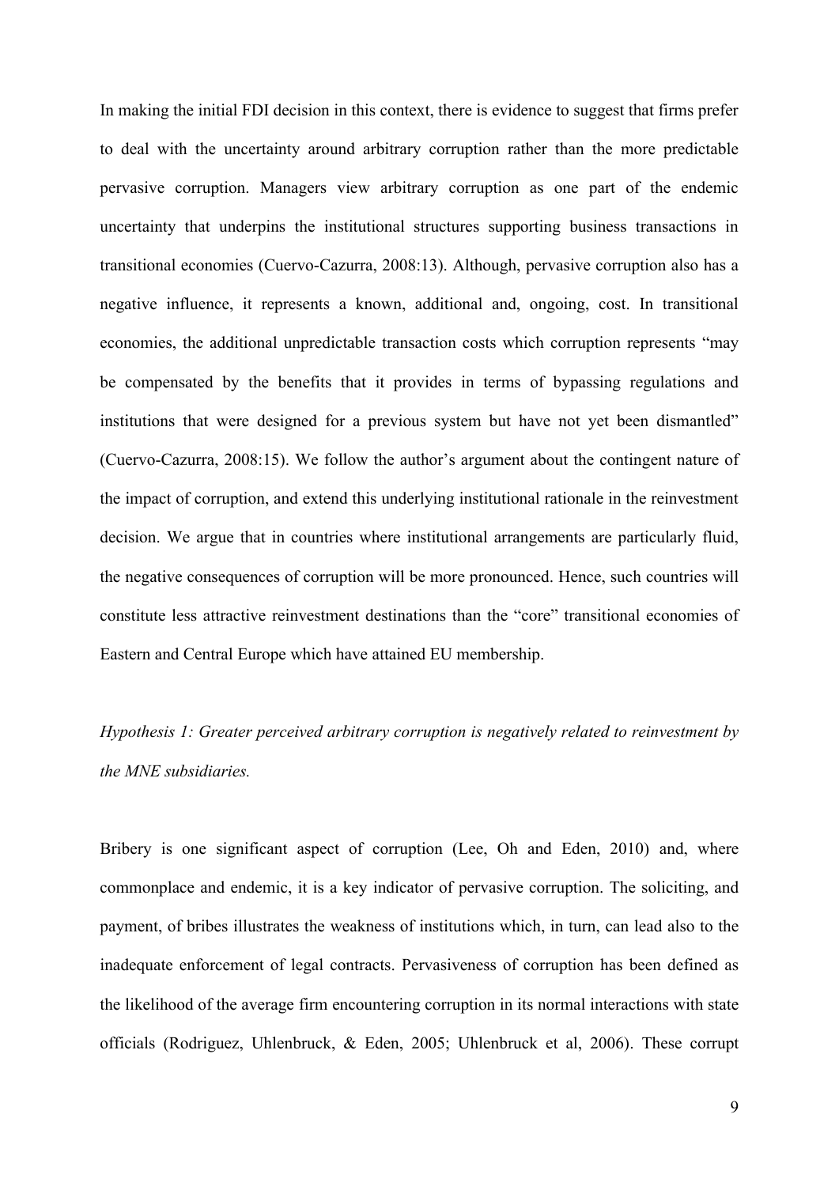In making the initial FDI decision in this context, there is evidence to suggest that firms prefer to deal with the uncertainty around arbitrary corruption rather than the more predictable pervasive corruption. Managers view arbitrary corruption as one part of the endemic uncertainty that underpins the institutional structures supporting business transactions in transitional economies (Cuervo-Cazurra, 2008:13). Although, pervasive corruption also has a negative influence, it represents a known, additional and, ongoing, cost. In transitional economies, the additional unpredictable transaction costs which corruption represents "may be compensated by the benefits that it provides in terms of bypassing regulations and institutions that were designed for a previous system but have not yet been dismantled" (Cuervo-Cazurra, 2008:15). We follow the author's argument about the contingent nature of the impact of corruption, and extend this underlying institutional rationale in the reinvestment decision. We argue that in countries where institutional arrangements are particularly fluid, the negative consequences of corruption will be more pronounced. Hence, such countries will constitute less attractive reinvestment destinations than the "core" transitional economies of Eastern and Central Europe which have attained EU membership.

*Hypothesis 1: Greater perceived arbitrary corruption is negatively related to reinvestment by the MNE subsidiaries.*

Bribery is one significant aspect of corruption (Lee, Oh and Eden, 2010) and, where commonplace and endemic, it is a key indicator of pervasive corruption. The soliciting, and payment, of bribes illustrates the weakness of institutions which, in turn, can lead also to the inadequate enforcement of legal contracts. Pervasiveness of corruption has been defined as the likelihood of the average firm encountering corruption in its normal interactions with state officials (Rodriguez, Uhlenbruck, & Eden, 2005; Uhlenbruck et al, 2006). These corrupt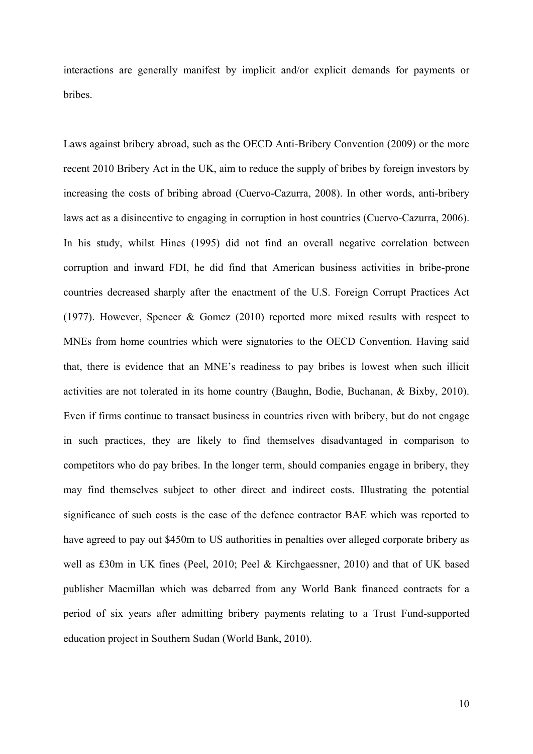interactions are generally manifest by implicit and/or explicit demands for payments or bribes.

Laws against bribery abroad, such as the OECD Anti-Bribery Convention (2009) or the more recent 2010 Bribery Act in the UK, aim to reduce the supply of bribes by foreign investors by increasing the costs of bribing abroad (Cuervo-Cazurra, 2008). In other words, anti-bribery laws act as a disincentive to engaging in corruption in host countries (Cuervo-Cazurra, 2006). In his study, whilst Hines (1995) did not find an overall negative correlation between corruption and inward FDI, he did find that American business activities in bribe-prone countries decreased sharply after the enactment of the U.S. Foreign Corrupt Practices Act (1977). However, Spencer & Gomez (2010) reported more mixed results with respect to MNEs from home countries which were signatories to the OECD Convention. Having said that, there is evidence that an MNE's readiness to pay bribes is lowest when such illicit activities are not tolerated in its home country (Baughn, Bodie, Buchanan, & Bixby, 2010). Even if firms continue to transact business in countries riven with bribery, but do not engage in such practices, they are likely to find themselves disadvantaged in comparison to competitors who do pay bribes. In the longer term, should companies engage in bribery, they may find themselves subject to other direct and indirect costs. Illustrating the potential significance of such costs is the case of the defence contractor BAE which was reported to have agreed to pay out $450m to US authorities in penalties over alleged corporate bribery as well as £30m in UK fines (Peel, 2010; Peel & Kirchgaessner, 2010) and that of UK based publisher Macmillan which was debarred from any World Bank financed contracts for a period of six years after admitting bribery payments relating to a Trust Fund-supported education project in Southern Sudan (World Bank, 2010).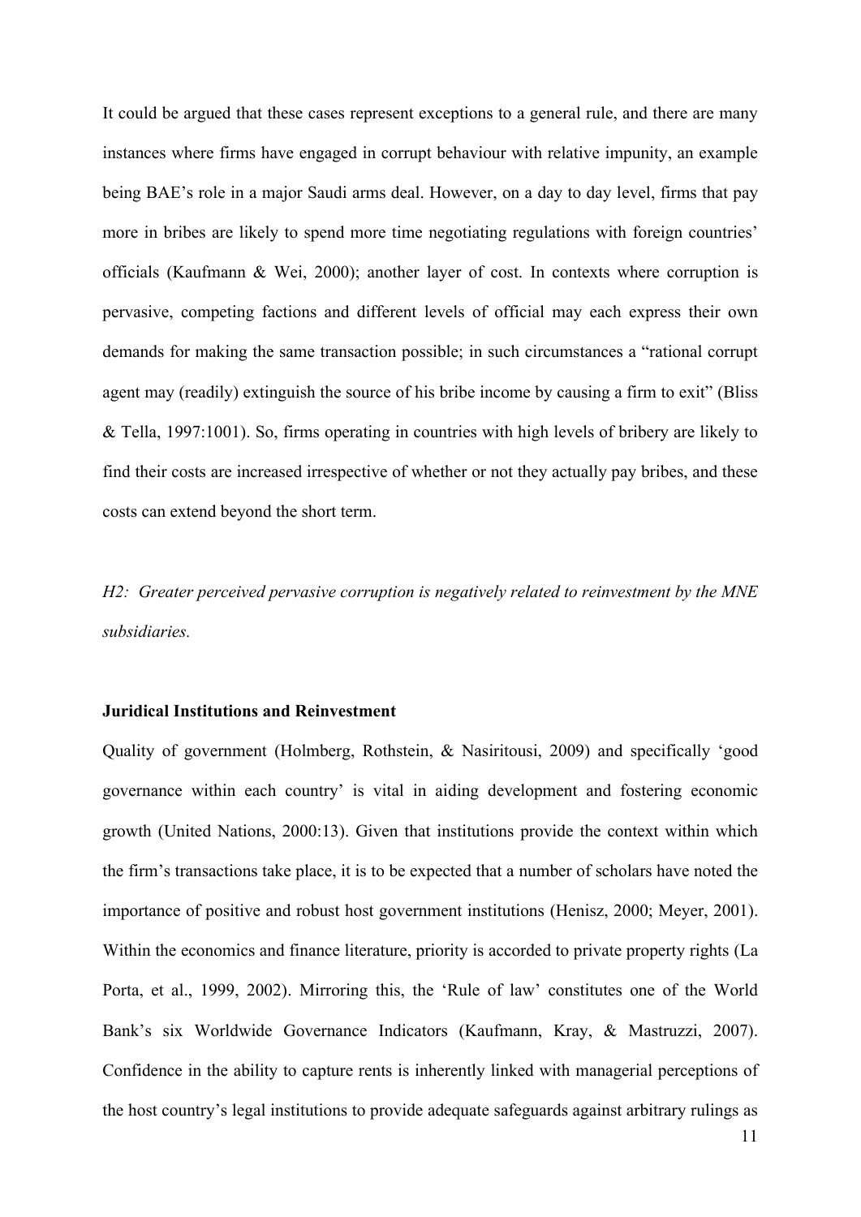It could be argued that these cases represent exceptions to a general rule, and there are many instances where firms have engaged in corrupt behaviour with relative impunity, an example being BAE's role in a major Saudi arms deal. However, on a day to day level, firms that pay more in bribes are likely to spend more time negotiating regulations with foreign countries' officials (Kaufmann & Wei, 2000); another layer of cost. In contexts where corruption is pervasive, competing factions and different levels of official may each express their own demands for making the same transaction possible; in such circumstances a "rational corrupt agent may (readily) extinguish the source of his bribe income by causing a firm to exit" (Bliss & Tella, 1997:1001). So, firms operating in countries with high levels of bribery are likely to find their costs are increased irrespective of whether or not they actually pay bribes, and these costs can extend beyond the short term.

*H2: Greater perceived pervasive corruption is negatively related to reinvestment by the MNE subsidiaries.*

**Juridical Institutions and Reinvestment**

Quality of government (Holmberg, Rothstein, & Nasiritousi, 2009) and specifically 'good governance within each country' is vital in aiding development and fostering economic growth (United Nations, 2000:13). Given that institutions provide the context within which the firm's transactions take place, it is to be expected that a number of scholars have noted the importance of positive and robust host government institutions (Henisz, 2000; Meyer, 2001). Within the economics and finance literature, priority is accorded to private property rights (La Porta, et al., 1999, 2002). Mirroring this, the 'Rule of law' constitutes one of the World Bank's six Worldwide Governance Indicators (Kaufmann, Kray, & Mastruzzi, 2007). Confidence in the ability to capture rents is inherently linked with managerial perceptions of the host country's legal institutions to provide adequate safeguards against arbitrary rulings as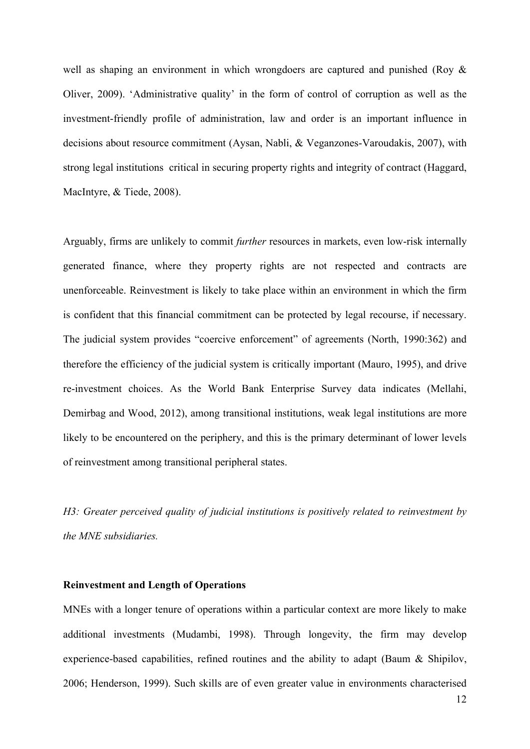well as shaping an environment in which wrongdoers are captured and punished (Roy & Oliver, 2009). 'Administrative quality' in the form of control of corruption as well as the investment-friendly profile of administration, law and order is an important influence in decisions about resource commitment (Aysan, Nabli, & Veganzones-Varoudakis, 2007), with strong legal institutions critical in securing property rights and integrity of contract (Haggard, MacIntyre, & Tiede, 2008).

Arguably, firms are unlikely to commit *further* resources in markets, even low-risk internally generated finance, where they property rights are not respected and contracts are unenforceable. Reinvestment is likely to take place within an environment in which the firm is confident that this financial commitment can be protected by legal recourse, if necessary. The judicial system provides "coercive enforcement" of agreements (North, 1990:362) and therefore the efficiency of the judicial system is critically important (Mauro, 1995), and drive re-investment choices. As the World Bank Enterprise Survey data indicates (Mellahi, Demirbag and Wood, 2012), among transitional institutions, weak legal institutions are more likely to be encountered on the periphery, and this is the primary determinant of lower levels of reinvestment among transitional peripheral states.

*H3: Greater perceived quality of judicial institutions is positively related to reinvestment by the MNE subsidiaries.*

**Reinvestment and Length of Operations**

MNEs with a longer tenure of operations within a particular context are more likely to make additional investments (Mudambi, 1998). Through longevity, the firm may develop experience-based capabilities, refined routines and the ability to adapt (Baum & Shipilov, 2006; Henderson, 1999). Such skills are of even greater value in environments characterised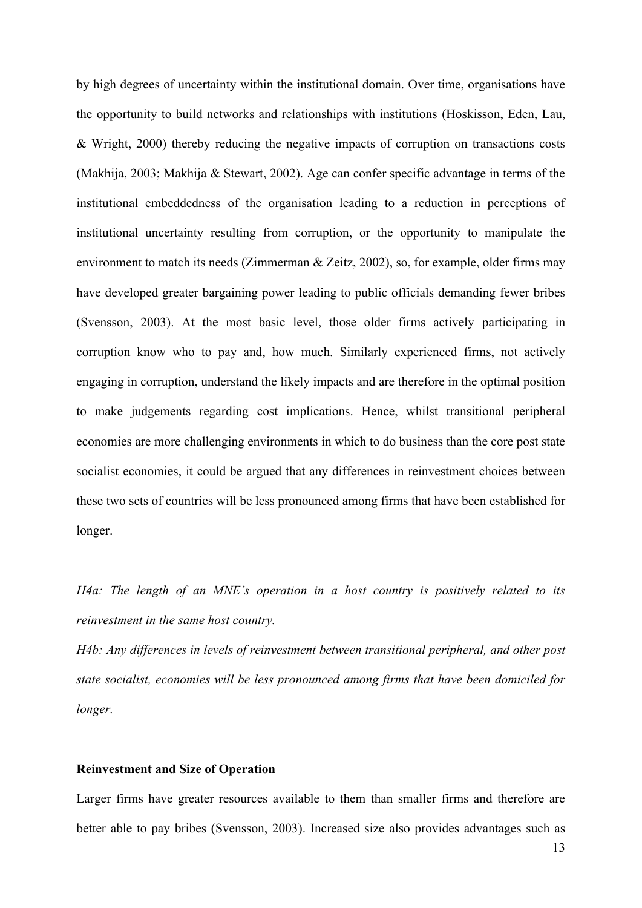by high degrees of uncertainty within the institutional domain. Over time, organisations have the opportunity to build networks and relationships with institutions (Hoskisson, Eden, Lau, & Wright, 2000) thereby reducing the negative impacts of corruption on transactions costs (Makhija, 2003; Makhija & Stewart, 2002). Age can confer specific advantage in terms of the institutional embeddedness of the organisation leading to a reduction in perceptions of institutional uncertainty resulting from corruption, or the opportunity to manipulate the environment to match its needs (Zimmerman & Zeitz, 2002), so, for example, older firms may have developed greater bargaining power leading to public officials demanding fewer bribes (Svensson, 2003). At the most basic level, those older firms actively participating in corruption know who to pay and, how much. Similarly experienced firms, not actively engaging in corruption, understand the likely impacts and are therefore in the optimal position to make judgements regarding cost implications. Hence, whilst transitional peripheral economies are more challenging environments in which to do business than the core post state socialist economies, it could be argued that any differences in reinvestment choices between these two sets of countries will be less pronounced among firms that have been established for longer.

*H4a: The length of an MNE's operation in a host country is positively related to its reinvestment in the same host country.*

*H4b: Any differences in levels of reinvestment between transitional peripheral, and other post state socialist, economies will be less pronounced among firms that have been domiciled for longer.*

**Reinvestment and Size of Operation**

Larger firms have greater resources available to them than smaller firms and therefore are better able to pay bribes (Svensson, 2003). Increased size also provides advantages such as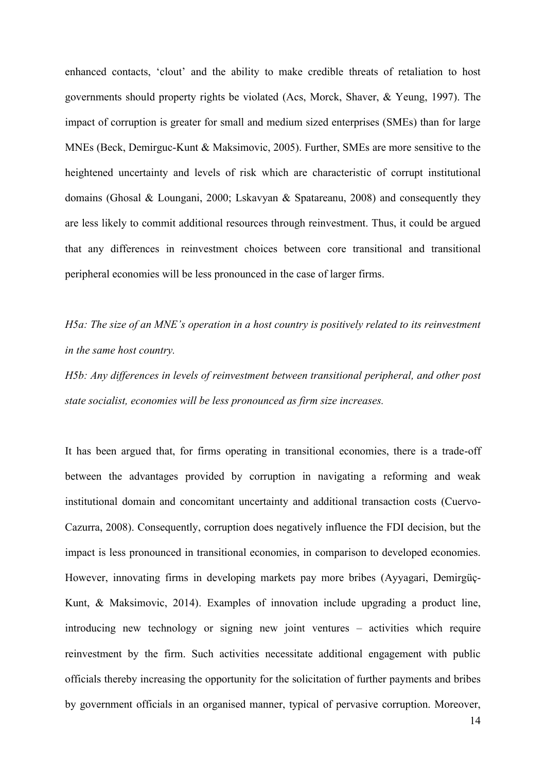enhanced contacts, 'clout' and the ability to make credible threats of retaliation to host governments should property rights be violated (Acs, Morck, Shaver, & Yeung, 1997). The impact of corruption is greater for small and medium sized enterprises (SMEs) than for large MNEs (Beck, Demirguc-Kunt & Maksimovic, 2005). Further, SMEs are more sensitive to the heightened uncertainty and levels of risk which are characteristic of corrupt institutional domains (Ghosal & Loungani, 2000; Lskavyan & Spatareanu, 2008) and consequently they are less likely to commit additional resources through reinvestment. Thus, it could be argued that any differences in reinvestment choices between core transitional and transitional peripheral economies will be less pronounced in the case of larger firms.

*H5a: The size of an MNE's operation in a host country is positively related to its reinvestment in the same host country.*

*H5b: Any differences in levels of reinvestment between transitional peripheral, and other post state socialist, economies will be less pronounced as firm size increases.*

It has been argued that, for firms operating in transitional economies, there is a trade-off between the advantages provided by corruption in navigating a reforming and weak institutional domain and concomitant uncertainty and additional transaction costs (Cuervo-Cazurra, 2008). Consequently, corruption does negatively influence the FDI decision, but the impact is less pronounced in transitional economies, in comparison to developed economies. However, innovating firms in developing markets pay more bribes (Ayyagari, Demirgüç-Kunt, & Maksimovic, 2014). Examples of innovation include upgrading a product line, introducing new technology or signing new joint ventures – activities which require reinvestment by the firm. Such activities necessitate additional engagement with public officials thereby increasing the opportunity for the solicitation of further payments and bribes by government officials in an organised manner, typical of pervasive corruption. Moreover,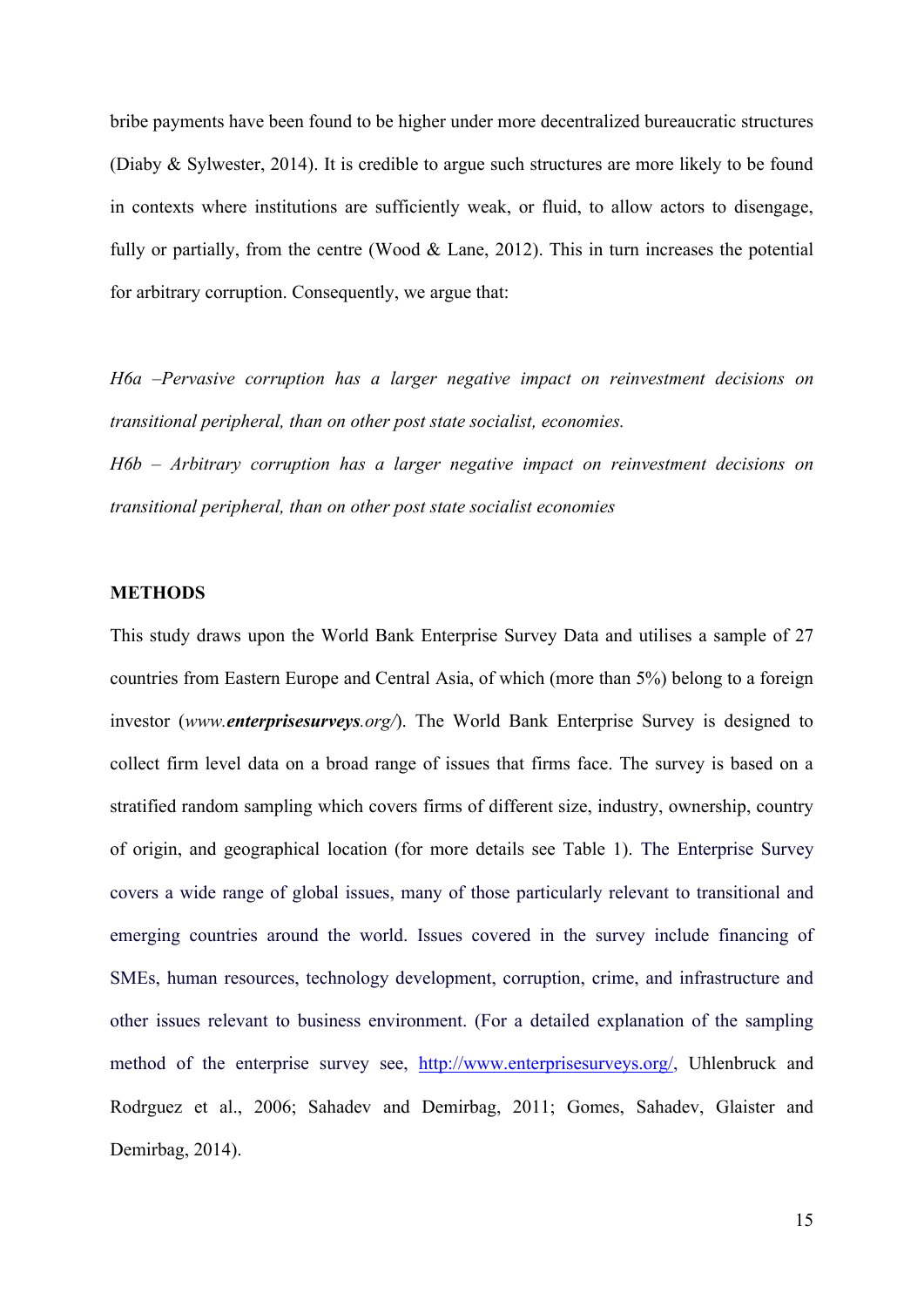bribe payments have been found to be higher under more decentralized bureaucratic structures (Diaby & Sylwester, 2014). It is credible to argue such structures are more likely to be found in contexts where institutions are sufficiently weak, or fluid, to allow actors to disengage, fully or partially, from the centre (Wood & Lane, 2012). This in turn increases the potential for arbitrary corruption. Consequently, we argue that:

*H6a –Pervasive corruption has a larger negative impact on reinvestment decisions on transitional peripheral, than on other post state socialist, economies.*

*H6b – Arbitrary corruption has a larger negative impact on reinvestment decisions on transitional peripheral, than on other post state socialist economies*

**METHODS**

This study draws upon the World Bank Enterprise Survey Data and utilises a sample of 27 countries from Eastern Europe and Central Asia, of which (more than 5%) belong to a foreign investor (*www.**enterprisesurveys**.org/*). The World Bank Enterprise Survey is designed to collect firm level data on a broad range of issues that firms face. The survey is based on a stratified random sampling which covers firms of different size, industry, ownership, country of origin, and geographical location (for more details see Table 1). The Enterprise Survey covers a wide range of global issues, many of those particularly relevant to transitional and emerging countries around the world. Issues covered in the survey include financing of SMEs, human resources, technology development, corruption, crime, and infrastructure and other issues relevant to business environment. (For a detailed explanation of the sampling method of the enterprise survey see, http://www.enterprisesurveys.org/, Uhlenbruck and Rodrguez et al., 2006; Sahadev and Demirbag, 2011; Gomes, Sahadev, Glaister and Demirbag, 2014).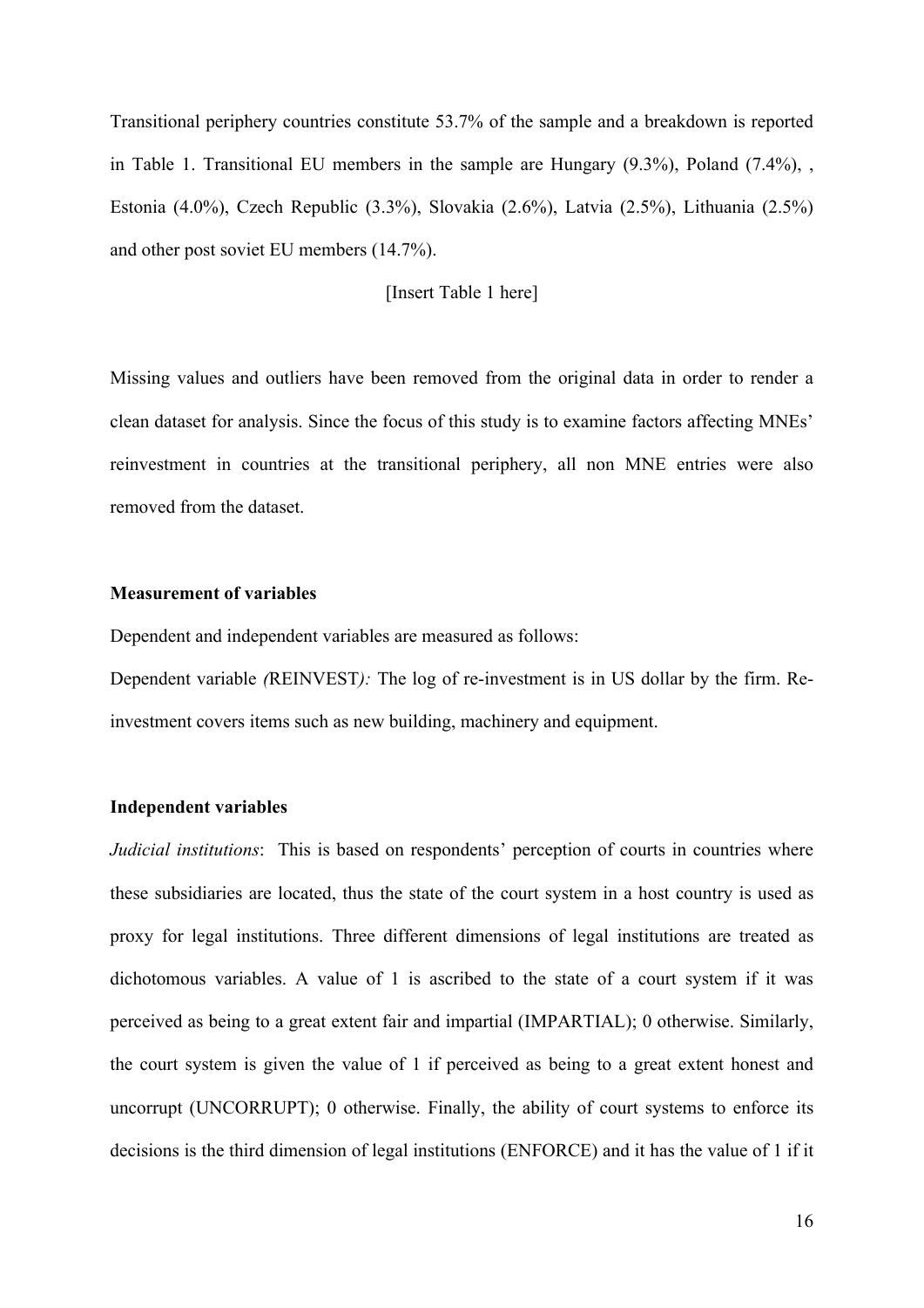Transitional periphery countries constitute 53.7% of the sample and a breakdown is reported in Table 1. Transitional EU members in the sample are Hungary (9.3%), Poland (7.4%), , Estonia (4.0%), Czech Republic (3.3%), Slovakia (2.6%), Latvia (2.5%), Lithuania (2.5%) and other post soviet EU members (14.7%).

[Insert Table 1 here]

Missing values and outliers have been removed from the original data in order to render a clean dataset for analysis. Since the focus of this study is to examine factors affecting MNEs' reinvestment in countries at the transitional periphery, all non MNE entries were also removed from the dataset.

**Measurement of variables**

Dependent and independent variables are measured as follows:

Dependent variable *(*REINVEST*):* The log of re-investment is in US dollar by the firm. Re-investment covers items such as new building, machinery and equipment.

**Independent variables**

*Judicial institutions*: This is based on respondents' perception of courts in countries where these subsidiaries are located, thus the state of the court system in a host country is used as proxy for legal institutions. Three different dimensions of legal institutions are treated as dichotomous variables. A value of 1 is ascribed to the state of a court system if it was perceived as being to a great extent fair and impartial (IMPARTIAL); 0 otherwise. Similarly, the court system is given the value of 1 if perceived as being to a great extent honest and uncorrupt (UNCORRUPT); 0 otherwise. Finally, the ability of court systems to enforce its decisions is the third dimension of legal institutions (ENFORCE) and it has the value of 1 if it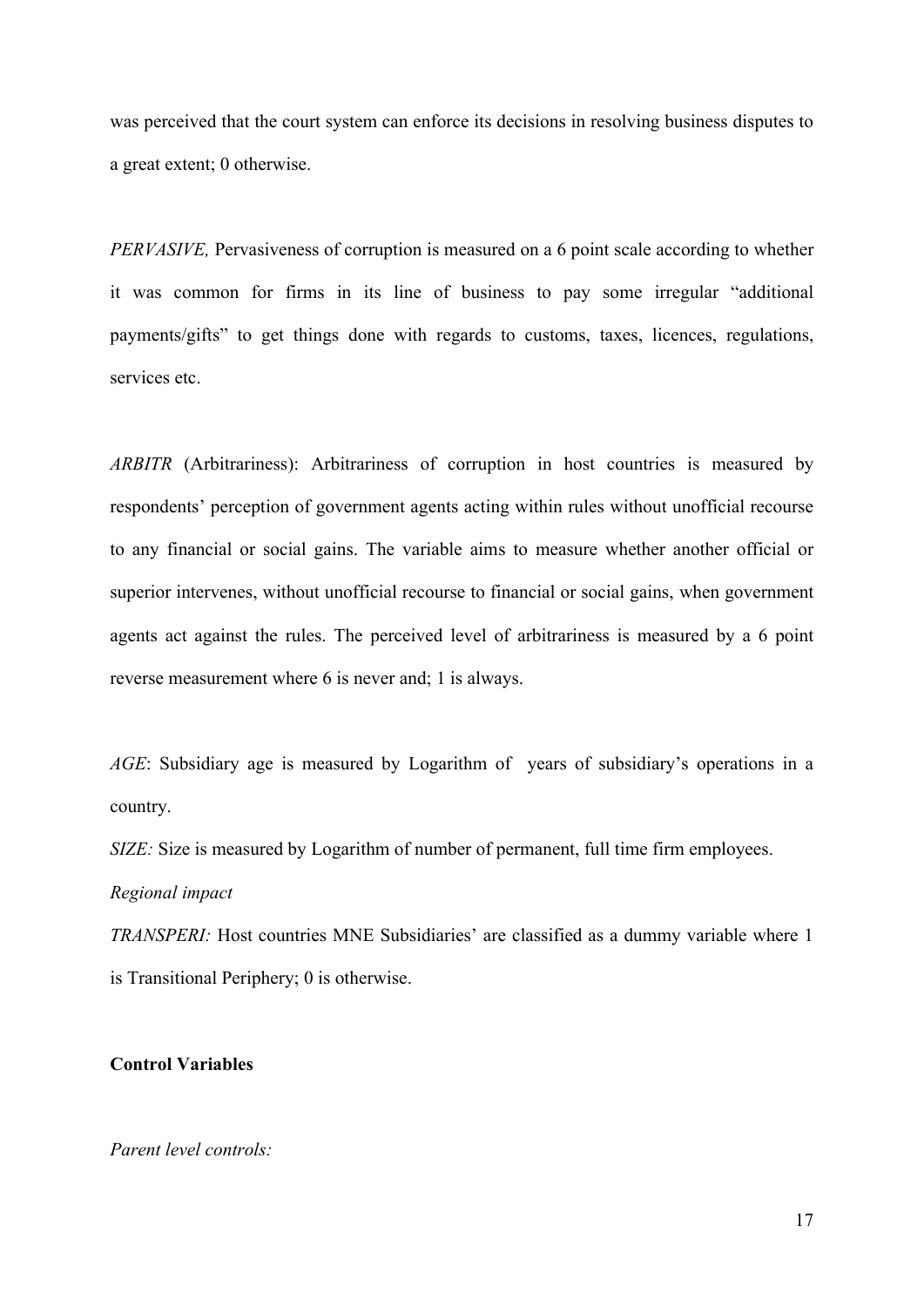was perceived that the court system can enforce its decisions in resolving business disputes to a great extent; 0 otherwise.

*PERVASIVE,* Pervasiveness of corruption is measured on a 6 point scale according to whether it was common for firms in its line of business to pay some irregular "additional payments/gifts" to get things done with regards to customs, taxes, licences, regulations, services etc.

*ARBITR* (Arbitrariness): Arbitrariness of corruption in host countries is measured by respondents' perception of government agents acting within rules without unofficial recourse to any financial or social gains. The variable aims to measure whether another official or superior intervenes, without unofficial recourse to financial or social gains, when government agents act against the rules. The perceived level of arbitrariness is measured by a 6 point reverse measurement where 6 is never and; 1 is always.

*AGE*: Subsidiary age is measured by Logarithm of years of subsidiary's operations in a country.

*SIZE:* Size is measured by Logarithm of number of permanent, full time firm employees.

*Regional impact*

*TRANSPERI:* Host countries MNE Subsidiaries' are classified as a dummy variable where 1 is Transitional Periphery; 0 is otherwise.

**Control Variables**

*Parent level controls:*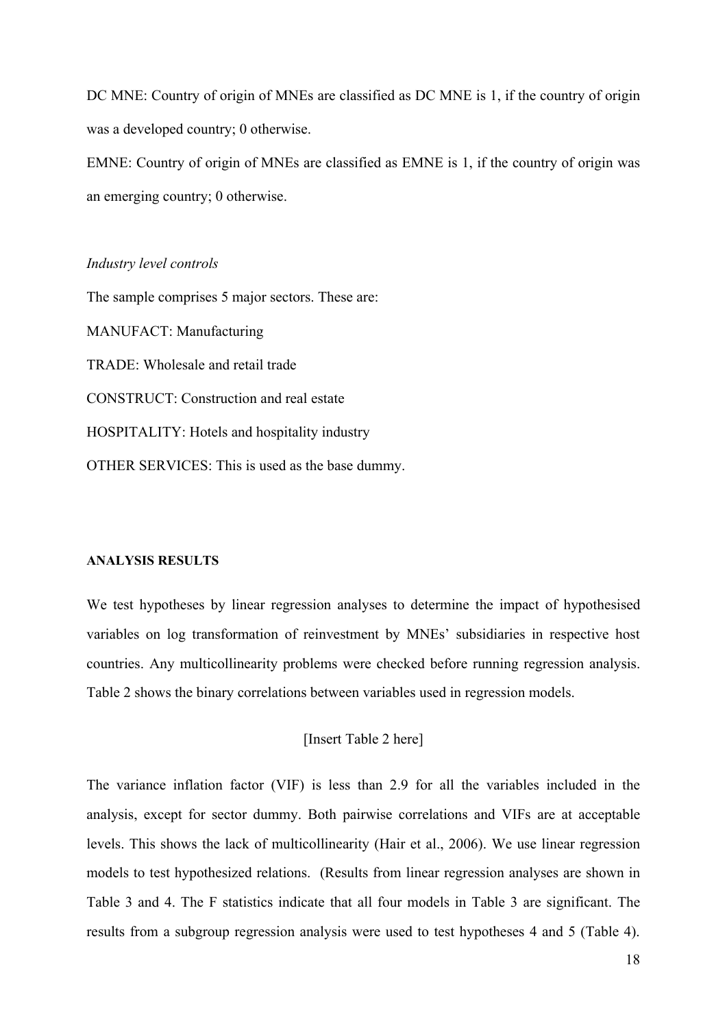DC MNE: Country of origin of MNEs are classified as DC MNE is 1, if the country of origin was a developed country; 0 otherwise.

EMNE: Country of origin of MNEs are classified as EMNE is 1, if the country of origin was an emerging country; 0 otherwise.

*Industry level controls*

The sample comprises 5 major sectors. These are:

MANUFACT: Manufacturing

TRADE: Wholesale and retail trade

CONSTRUCT: Construction and real estate

HOSPITALITY: Hotels and hospitality industry

OTHER SERVICES: This is used as the base dummy.

**ANALYSIS RESULTS**

We test hypotheses by linear regression analyses to determine the impact of hypothesised variables on log transformation of reinvestment by MNEs' subsidiaries in respective host countries. Any multicollinearity problems were checked before running regression analysis. Table 2 shows the binary correlations between variables used in regression models.

[Insert Table 2 here]

The variance inflation factor (VIF) is less than 2.9 for all the variables included in the analysis, except for sector dummy. Both pairwise correlations and VIFs are at acceptable levels. This shows the lack of multicollinearity (Hair et al., 2006). We use linear regression models to test hypothesized relations. (Results from linear regression analyses are shown in Table 3 and 4. The F statistics indicate that all four models in Table 3 are significant. The results from a subgroup regression analysis were used to test hypotheses 4 and 5 (Table 4).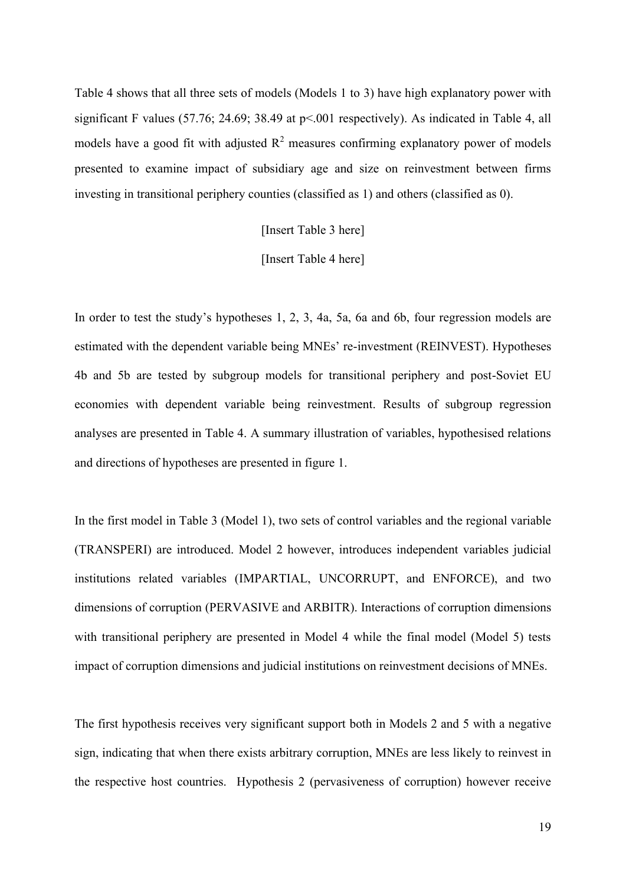Table 4 shows that all three sets of models (Models 1 to 3) have high explanatory power with significant F values (57.76; 24.69; 38.49 at p<.001 respectively). As indicated in Table 4, all models have a good fit with adjusted $R^2$ measures confirming explanatory power of models presented to examine impact of subsidiary age and size on reinvestment between firms investing in transitional periphery counties (classified as 1) and others (classified as 0).

[Insert Table 3 here]

[Insert Table 4 here]

In order to test the study's hypotheses 1, 2, 3, 4a, 5a, 6a and 6b, four regression models are estimated with the dependent variable being MNEs' re-investment (REINVEST). Hypotheses 4b and 5b are tested by subgroup models for transitional periphery and post-Soviet EU economies with dependent variable being reinvestment. Results of subgroup regression analyses are presented in Table 4. A summary illustration of variables, hypothesised relations and directions of hypotheses are presented in figure 1.

In the first model in Table 3 (Model 1), two sets of control variables and the regional variable (TRANSPERI) are introduced. Model 2 however, introduces independent variables judicial institutions related variables (IMPARTIAL, UNCORRUPT, and ENFORCE), and two dimensions of corruption (PERVASIVE and ARBITR). Interactions of corruption dimensions with transitional periphery are presented in Model 4 while the final model (Model 5) tests impact of corruption dimensions and judicial institutions on reinvestment decisions of MNEs.

The first hypothesis receives very significant support both in Models 2 and 5 with a negative sign, indicating that when there exists arbitrary corruption, MNEs are less likely to reinvest in the respective host countries. Hypothesis 2 (pervasiveness of corruption) however receive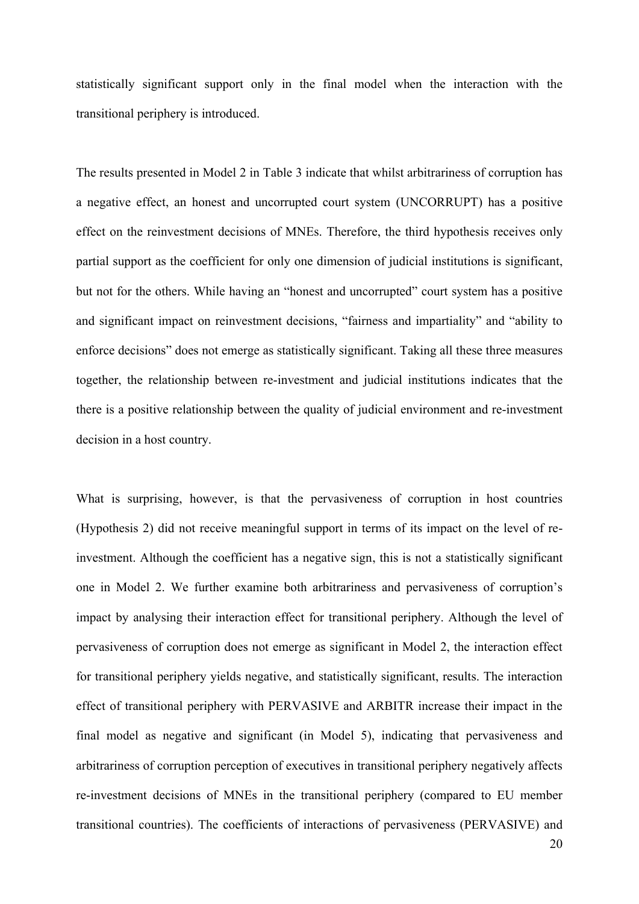statistically significant support only in the final model when the interaction with the transitional periphery is introduced.

The results presented in Model 2 in Table 3 indicate that whilst arbitrariness of corruption has a negative effect, an honest and uncorrupted court system (UNCORRUPT) has a positive effect on the reinvestment decisions of MNEs. Therefore, the third hypothesis receives only partial support as the coefficient for only one dimension of judicial institutions is significant, but not for the others. While having an "honest and uncorrupted" court system has a positive and significant impact on reinvestment decisions, "fairness and impartiality" and "ability to enforce decisions" does not emerge as statistically significant. Taking all these three measures together, the relationship between re-investment and judicial institutions indicates that the there is a positive relationship between the quality of judicial environment and re-investment decision in a host country.

What is surprising, however, is that the pervasiveness of corruption in host countries (Hypothesis 2) did not receive meaningful support in terms of its impact on the level of re-investment. Although the coefficient has a negative sign, this is not a statistically significant one in Model 2. We further examine both arbitrariness and pervasiveness of corruption's impact by analysing their interaction effect for transitional periphery. Although the level of pervasiveness of corruption does not emerge as significant in Model 2, the interaction effect for transitional periphery yields negative, and statistically significant, results. The interaction effect of transitional periphery with PERVASIVE and ARBITR increase their impact in the final model as negative and significant (in Model 5), indicating that pervasiveness and arbitrariness of corruption perception of executives in transitional periphery negatively affects re-investment decisions of MNEs in the transitional periphery (compared to EU member transitional countries). The coefficients of interactions of pervasiveness (PERVASIVE) and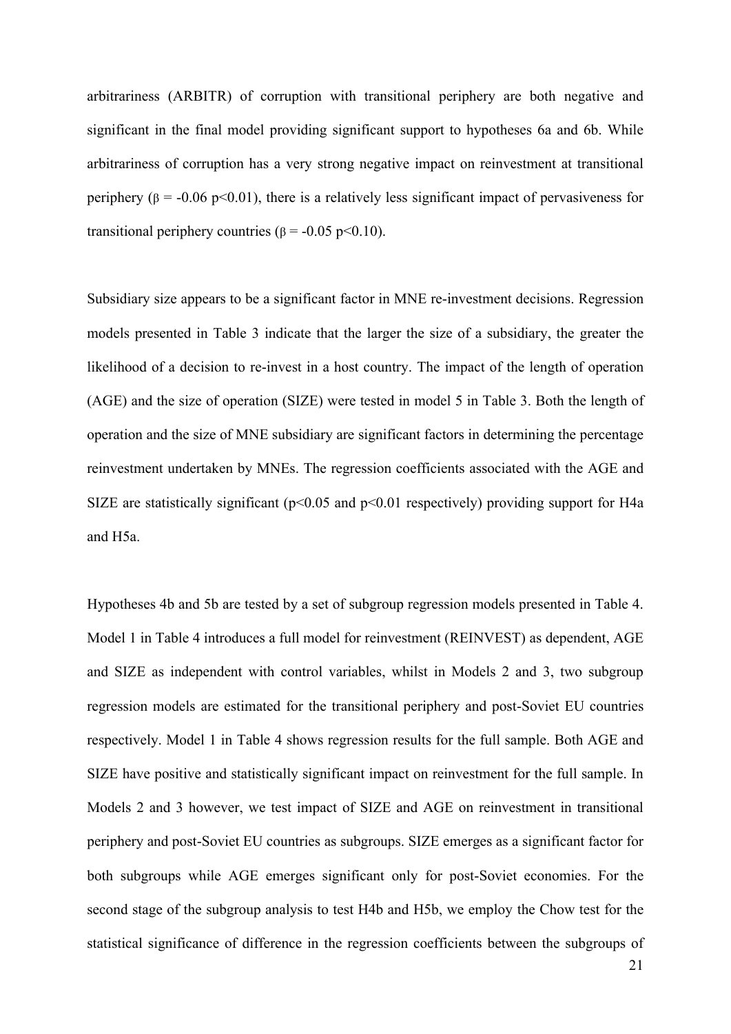arbitrariness (ARBITR) of corruption with transitional periphery are both negative and significant in the final model providing significant support to hypotheses 6a and 6b. While arbitrariness of corruption has a very strong negative impact on reinvestment at transitional periphery ($\beta = -0.06$ $p<0.01$), there is a relatively less significant impact of pervasiveness for transitional periphery countries ($\beta = -0.05$ $p<0.10$).

Subsidiary size appears to be a significant factor in MNE re-investment decisions. Regression models presented in Table 3 indicate that the larger the size of a subsidiary, the greater the likelihood of a decision to re-invest in a host country. The impact of the length of operation (AGE) and the size of operation (SIZE) were tested in model 5 in Table 3. Both the length of operation and the size of MNE subsidiary are significant factors in determining the percentage reinvestment undertaken by MNEs. The regression coefficients associated with the AGE and SIZE are statistically significant ($p<0.05$ and $p<0.01$ respectively) providing support for H4a and H5a.

Hypotheses 4b and 5b are tested by a set of subgroup regression models presented in Table 4. Model 1 in Table 4 introduces a full model for reinvestment (REINVEST) as dependent, AGE and SIZE as independent with control variables, whilst in Models 2 and 3, two subgroup regression models are estimated for the transitional periphery and post-Soviet EU countries respectively. Model 1 in Table 4 shows regression results for the full sample. Both AGE and SIZE have positive and statistically significant impact on reinvestment for the full sample. In Models 2 and 3 however, we test impact of SIZE and AGE on reinvestment in transitional periphery and post-Soviet EU countries as subgroups. SIZE emerges as a significant factor for both subgroups while AGE emerges significant only for post-Soviet economies. For the second stage of the subgroup analysis to test H4b and H5b, we employ the Chow test for the statistical significance of difference in the regression coefficients between the subgroups of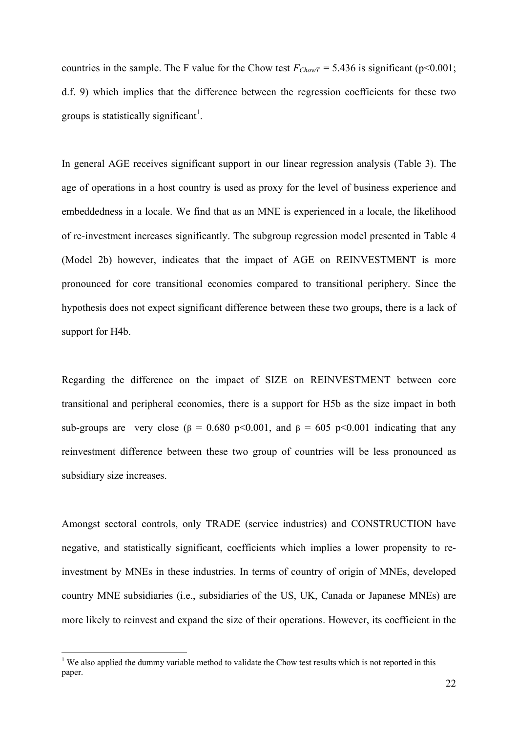countries in the sample. The F value for the Chow test $F_{ChowT} = 5.436$ is significant ($p<0.001$; d.f. 9) which implies that the difference between the regression coefficients for these two groups is statistically significant[1].

In general AGE receives significant support in our linear regression analysis (Table 3). The age of operations in a host country is used as proxy for the level of business experience and embeddedness in a locale. We find that as an MNE is experienced in a locale, the likelihood of re-investment increases significantly. The subgroup regression model presented in Table 4 (Model 2b) however, indicates that the impact of AGE on REINVESTMENT is more pronounced for core transitional economies compared to transitional periphery. Since the hypothesis does not expect significant difference between these two groups, there is a lack of support for H4b.

Regarding the difference on the impact of SIZE on REINVESTMENT between core transitional and peripheral economies, there is a support for H5b as the size impact in both sub-groups are very close ($\beta$ = 0.680 $p<0.001$, and $\beta$ = 605 $p<0.001$ indicating that any reinvestment difference between these two group of countries will be less pronounced as subsidiary size increases.

Amongst sectoral controls, only TRADE (service industries) and CONSTRUCTION have negative, and statistically significant, coefficients which implies a lower propensity to re-investment by MNEs in these industries. In terms of country of origin of MNEs, developed country MNE subsidiaries (i.e., subsidiaries of the US, UK, Canada or Japanese MNEs) are more likely to reinvest and expand the size of their operations. However, its coefficient in the

[1] We also applied the dummy variable method to validate the Chow test results which is not reported in this paper.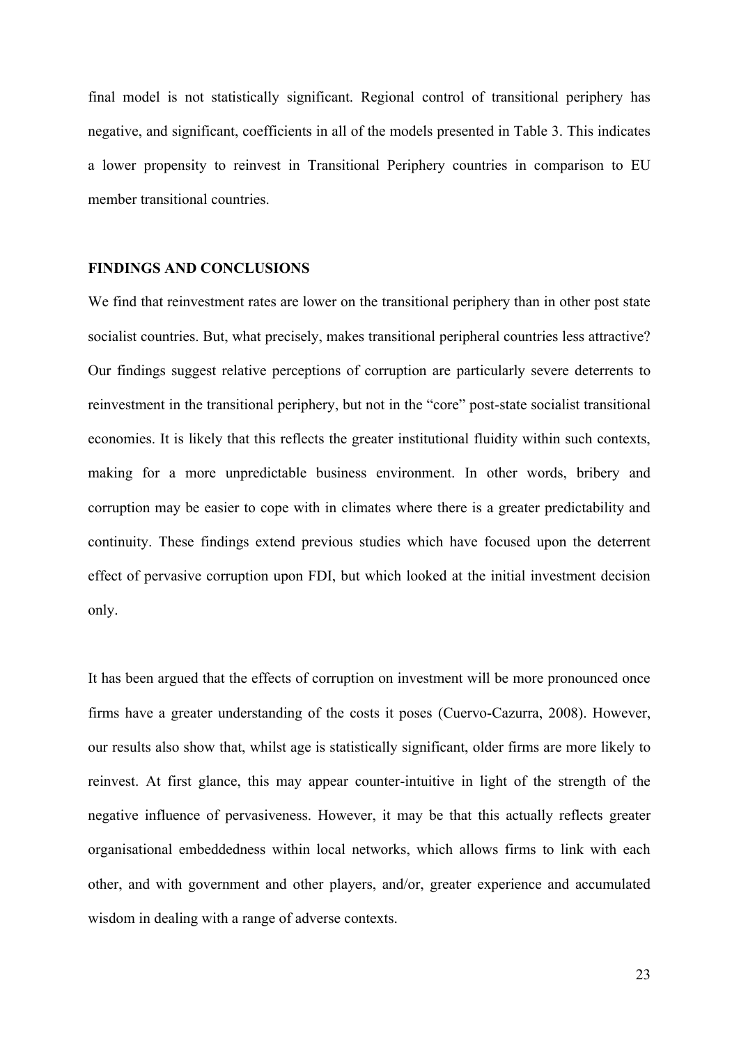final model is not statistically significant. Regional control of transitional periphery has negative, and significant, coefficients in all of the models presented in Table 3. This indicates a lower propensity to reinvest in Transitional Periphery countries in comparison to EU member transitional countries.

## FINDINGS AND CONCLUSIONS

We find that reinvestment rates are lower on the transitional periphery than in other post state socialist countries. But, what precisely, makes transitional peripheral countries less attractive? Our findings suggest relative perceptions of corruption are particularly severe deterrents to reinvestment in the transitional periphery, but not in the "core" post-state socialist transitional economies. It is likely that this reflects the greater institutional fluidity within such contexts, making for a more unpredictable business environment. In other words, bribery and corruption may be easier to cope with in climates where there is a greater predictability and continuity. These findings extend previous studies which have focused upon the deterrent effect of pervasive corruption upon FDI, but which looked at the initial investment decision only.

It has been argued that the effects of corruption on investment will be more pronounced once firms have a greater understanding of the costs it poses (Cuervo-Cazurra, 2008). However, our results also show that, whilst age is statistically significant, older firms are more likely to reinvest. At first glance, this may appear counter-intuitive in light of the strength of the negative influence of pervasiveness. However, it may be that this actually reflects greater organisational embeddedness within local networks, which allows firms to link with each other, and with government and other players, and/or, greater experience and accumulated wisdom in dealing with a range of adverse contexts.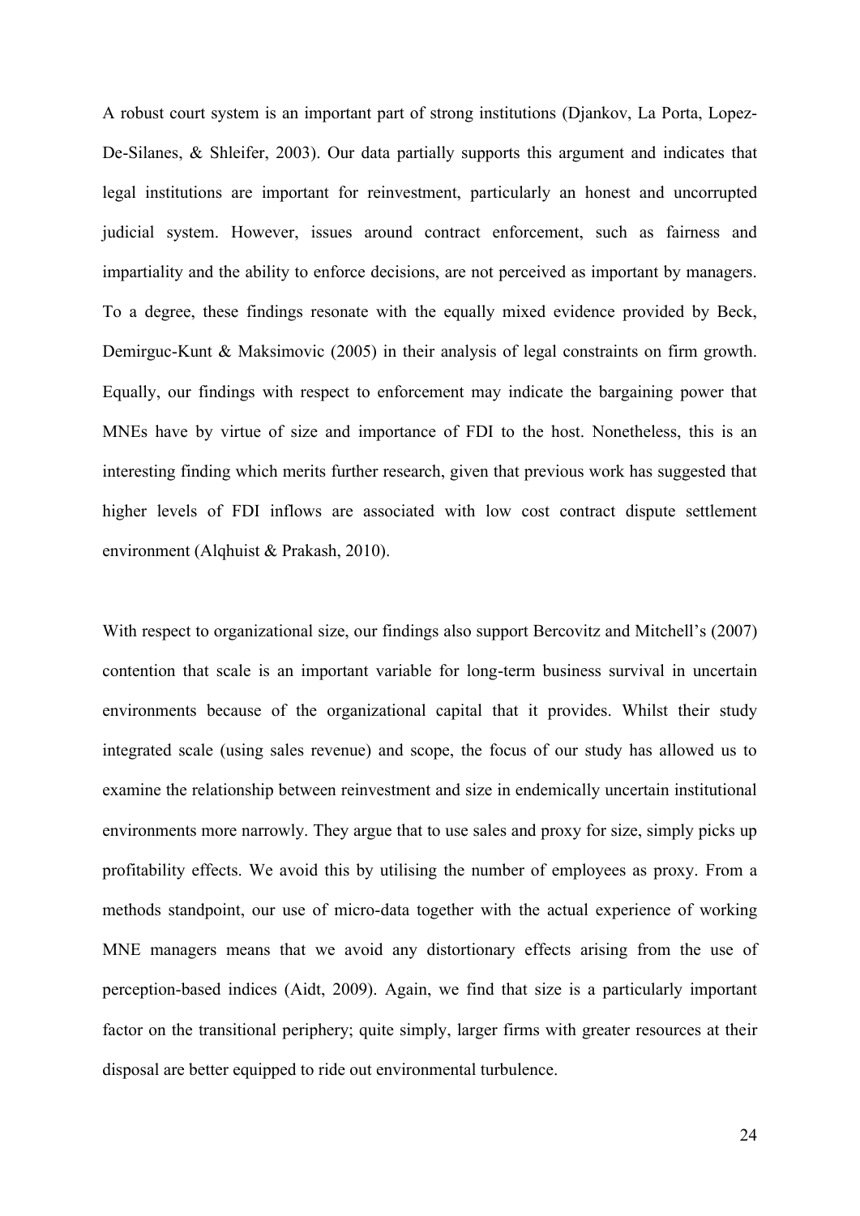A robust court system is an important part of strong institutions (Djankov, La Porta, Lopez-De-Silanes, & Shleifer, 2003). Our data partially supports this argument and indicates that legal institutions are important for reinvestment, particularly an honest and uncorrupted judicial system. However, issues around contract enforcement, such as fairness and impartiality and the ability to enforce decisions, are not perceived as important by managers. To a degree, these findings resonate with the equally mixed evidence provided by Beck, Demirguc-Kunt & Maksimovic (2005) in their analysis of legal constraints on firm growth. Equally, our findings with respect to enforcement may indicate the bargaining power that MNEs have by virtue of size and importance of FDI to the host. Nonetheless, this is an interesting finding which merits further research, given that previous work has suggested that higher levels of FDI inflows are associated with low cost contract dispute settlement environment (Alqhuist & Prakash, 2010).

With respect to organizational size, our findings also support Bercovitz and Mitchell's (2007) contention that scale is an important variable for long-term business survival in uncertain environments because of the organizational capital that it provides. Whilst their study integrated scale (using sales revenue) and scope, the focus of our study has allowed us to examine the relationship between reinvestment and size in endemically uncertain institutional environments more narrowly. They argue that to use sales and proxy for size, simply picks up profitability effects. We avoid this by utilising the number of employees as proxy. From a methods standpoint, our use of micro-data together with the actual experience of working MNE managers means that we avoid any distortionary effects arising from the use of perception-based indices (Aidt, 2009). Again, we find that size is a particularly important factor on the transitional periphery; quite simply, larger firms with greater resources at their disposal are better equipped to ride out environmental turbulence.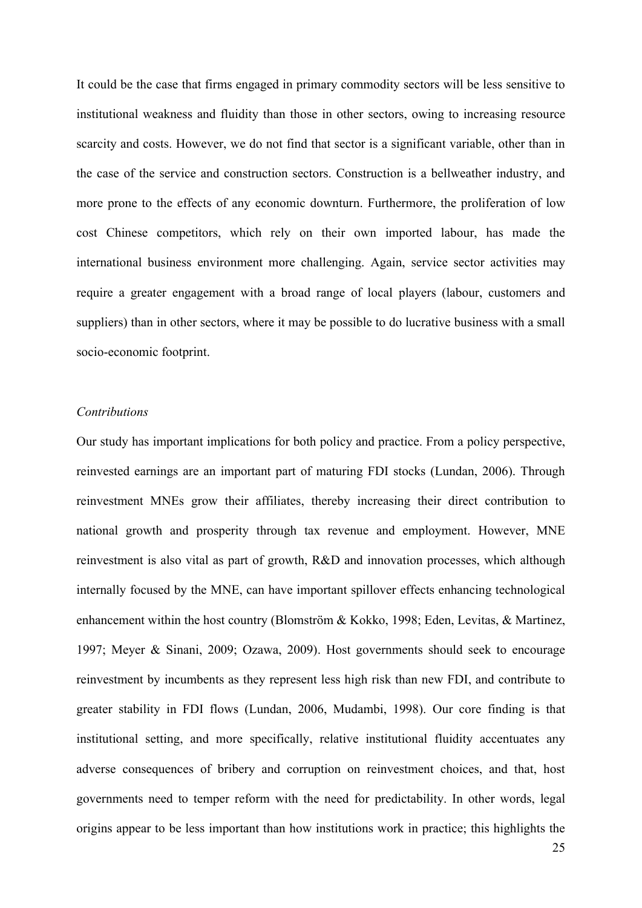It could be the case that firms engaged in primary commodity sectors will be less sensitive to institutional weakness and fluidity than those in other sectors, owing to increasing resource scarcity and costs. However, we do not find that sector is a significant variable, other than in the case of the service and construction sectors. Construction is a bellweather industry, and more prone to the effects of any economic downturn. Furthermore, the proliferation of low cost Chinese competitors, which rely on their own imported labour, has made the international business environment more challenging. Again, service sector activities may require a greater engagement with a broad range of local players (labour, customers and suppliers) than in other sectors, where it may be possible to do lucrative business with a small socio-economic footprint.

*Contributions*

Our study has important implications for both policy and practice. From a policy perspective, reinvested earnings are an important part of maturing FDI stocks (Lundan, 2006). Through reinvestment MNEs grow their affiliates, thereby increasing their direct contribution to national growth and prosperity through tax revenue and employment. However, MNE reinvestment is also vital as part of growth, R&D and innovation processes, which although internally focused by the MNE, can have important spillover effects enhancing technological enhancement within the host country (Blomström & Kokko, 1998; Eden, Levitas, & Martinez, 1997; Meyer & Sinani, 2009; Ozawa, 2009). Host governments should seek to encourage reinvestment by incumbents as they represent less high risk than new FDI, and contribute to greater stability in FDI flows (Lundan, 2006, Mudambi, 1998). Our core finding is that institutional setting, and more specifically, relative institutional fluidity accentuates any adverse consequences of bribery and corruption on reinvestment choices, and that, host governments need to temper reform with the need for predictability. In other words, legal origins appear to be less important than how institutions work in practice; this highlights the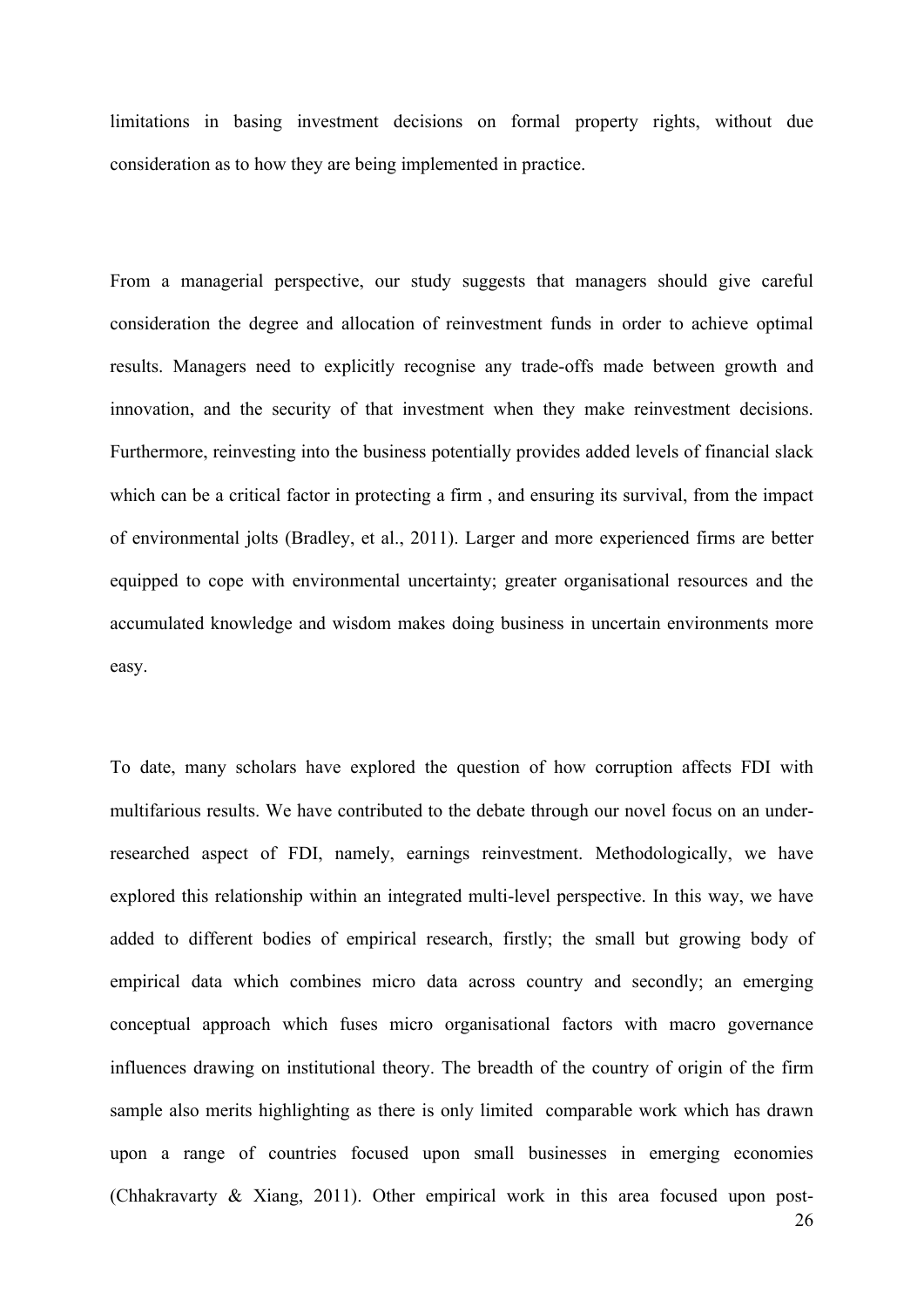limitations in basing investment decisions on formal property rights, without due consideration as to how they are being implemented in practice.

From a managerial perspective, our study suggests that managers should give careful consideration the degree and allocation of reinvestment funds in order to achieve optimal results. Managers need to explicitly recognise any trade-offs made between growth and innovation, and the security of that investment when they make reinvestment decisions. Furthermore, reinvesting into the business potentially provides added levels of financial slack which can be a critical factor in protecting a firm , and ensuring its survival, from the impact of environmental jolts (Bradley, et al., 2011). Larger and more experienced firms are better equipped to cope with environmental uncertainty; greater organisational resources and the accumulated knowledge and wisdom makes doing business in uncertain environments more easy.

To date, many scholars have explored the question of how corruption affects FDI with multifarious results. We have contributed to the debate through our novel focus on an under-researched aspect of FDI, namely, earnings reinvestment. Methodologically, we have explored this relationship within an integrated multi-level perspective. In this way, we have added to different bodies of empirical research, firstly; the small but growing body of empirical data which combines micro data across country and secondly; an emerging conceptual approach which fuses micro organisational factors with macro governance influences drawing on institutional theory. The breadth of the country of origin of the firm sample also merits highlighting as there is only limited comparable work which has drawn upon a range of countries focused upon small businesses in emerging economies (Chhakravarty & Xiang, 2011). Other empirical work in this area focused upon post-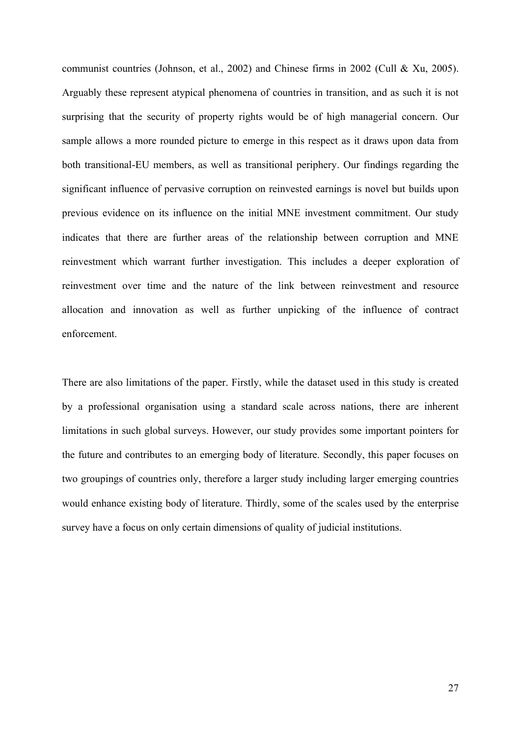communist countries (Johnson, et al., 2002) and Chinese firms in 2002 (Cull & Xu, 2005). Arguably these represent atypical phenomena of countries in transition, and as such it is not surprising that the security of property rights would be of high managerial concern. Our sample allows a more rounded picture to emerge in this respect as it draws upon data from both transitional-EU members, as well as transitional periphery. Our findings regarding the significant influence of pervasive corruption on reinvested earnings is novel but builds upon previous evidence on its influence on the initial MNE investment commitment. Our study indicates that there are further areas of the relationship between corruption and MNE reinvestment which warrant further investigation. This includes a deeper exploration of reinvestment over time and the nature of the link between reinvestment and resource allocation and innovation as well as further unpicking of the influence of contract enforcement.

There are also limitations of the paper. Firstly, while the dataset used in this study is created by a professional organisation using a standard scale across nations, there are inherent limitations in such global surveys. However, our study provides some important pointers for the future and contributes to an emerging body of literature. Secondly, this paper focuses on two groupings of countries only, therefore a larger study including larger emerging countries would enhance existing body of literature. Thirdly, some of the scales used by the enterprise survey have a focus on only certain dimensions of quality of judicial institutions.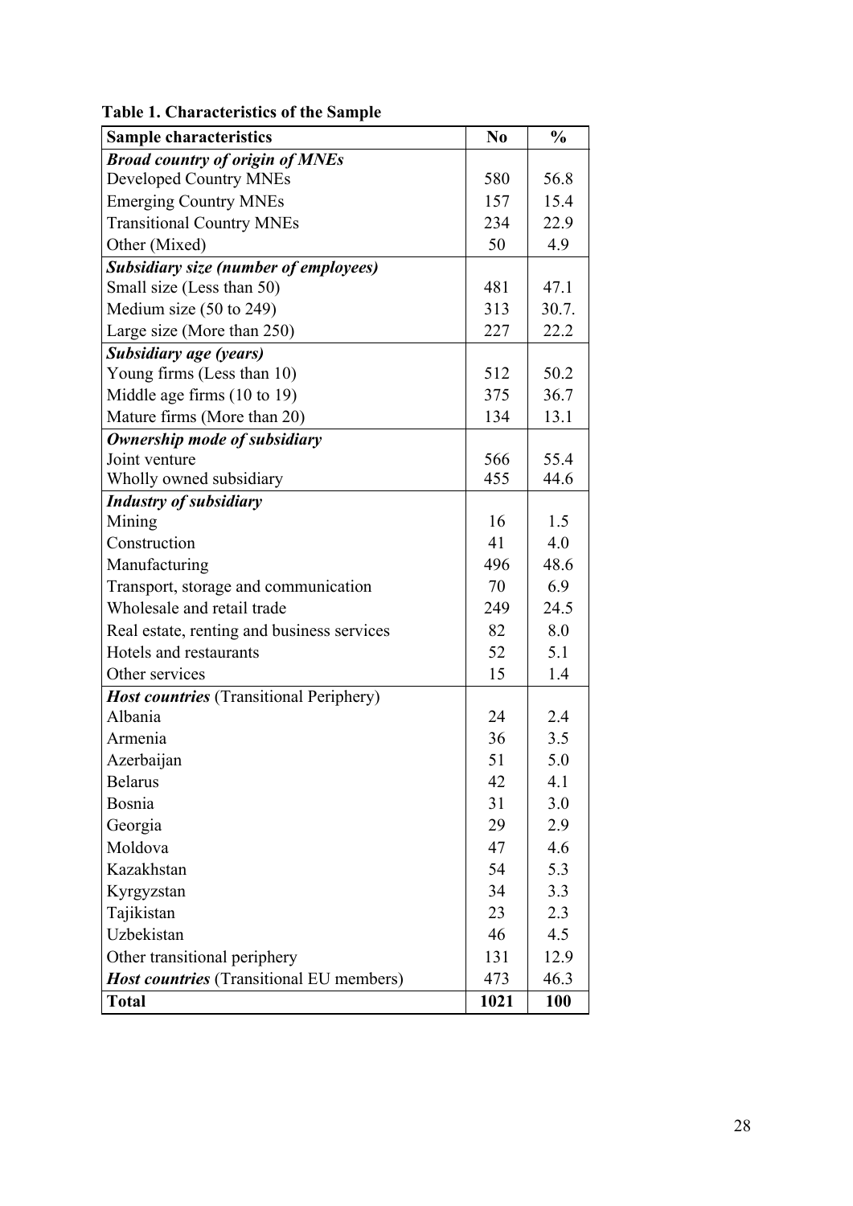**Table 1. Characteristics of the Sample**

| Sample characteristics | No | % |
|---|---|---|
| ***Broad country of origin of MNEs*** | | |
| Developed Country MNEs | 580 | 56.8 |
| Emerging Country MNEs | 157 | 15.4 |
| Transitional Country MNEs | 234 | 22.9 |
| Other (Mixed) | 50 | 4.9 |
| ***Subsidiary size (number of employees)*** | | |
| Small size (Less than 50) | 481 | 47.1 |
| Medium size (50 to 249) | 313 | 30.7. |
| Large size (More than 250) | 227 | 22.2 |
| ***Subsidiary age (years)*** | | |
| Young firms (Less than 10) | 512 | 50.2 |
| Middle age firms (10 to 19) | 375 | 36.7 |
| Mature firms (More than 20) | 134 | 13.1 |
| ***Ownership mode of subsidiary*** | | |
| Joint venture | 566 | 55.4 |
| Wholly owned subsidiary | 455 | 44.6 |
| ***Industry of subsidiary*** | | |
| Mining | 16 | 1.5 |
| Construction | 41 | 4.0 |
| Manufacturing | 496 | 48.6 |
| Transport, storage and communication | 70 | 6.9 |
| Wholesale and retail trade | 249 | 24.5 |
| Real estate, renting and business services | 82 | 8.0 |
| Hotels and restaurants | 52 | 5.1 |
| Other services | 15 | 1.4 |
| ***Host countries*** (Transitional Periphery) | | |
| Albania | 24 | 2.4 |
| Armenia | 36 | 3.5 |
| Azerbaijan | 51 | 5.0 |
| Belarus | 42 | 4.1 |
| Bosnia | 31 | 3.0 |
| Georgia | 29 | 2.9 |
| Moldova | 47 | 4.6 |
| Kazakhstan | 54 | 5.3 |
| Kyrgyzstan | 34 | 3.3 |
| Tajikistan | 23 | 2.3 |
| Uzbekistan | 46 | 4.5 |
| Other transitional periphery | 131 | 12.9 |
| ***Host countries*** (Transitional EU members) | 473 | 46.3 |
| **Total** | **1021** | **100** |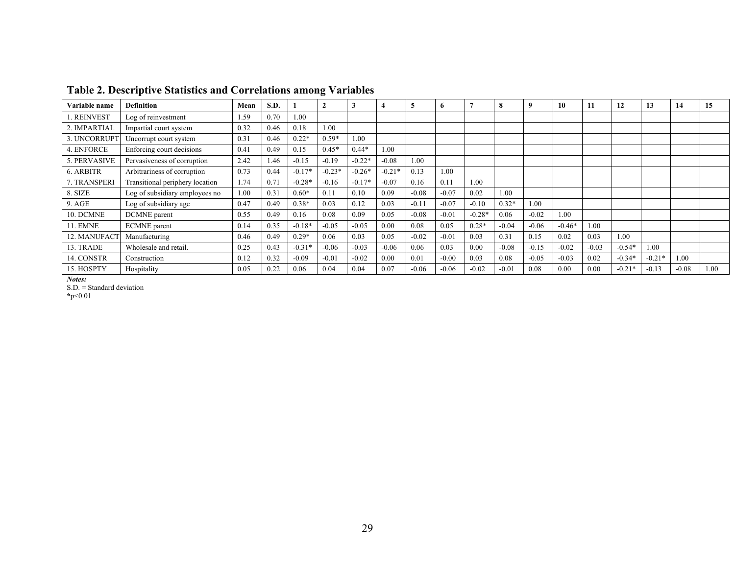## Table 2. Descriptive Statistics and Correlations among Variables

| Variable name | Definition | Mean | S.D. | 1 | 2 | 3 | 4 | 5 | 6 | 7 | 8 | 9 | 10 | 11 | 12 | 13 | 14 | 15 |
|---|---|---|---|---|---|---|---|---|---|---|---|---|---|---|---|---|---|---|
| 1. REINVEST | Log of reinvestment | 1.59 | 0.70 | 1.00 | | | | | | | | | | | | | | |
| 2. IMPARTIAL | Impartial court system | 0.32 | 0.46 | 0.18 | 1.00 | | | | | | | | | | | | | |
| 3. UNCORRUPT | Uncorrupt court system | 0.31 | 0.46 | 0.22* | 0.59* | 1.00 | | | | | | | | | | | | |
| 4. ENFORCE | Enforcing court decisions | 0.41 | 0.49 | 0.15 | 0.45* | 0.44* | 1.00 | | | | | | | | | | | |
| 5. PERVASIVE | Pervasiveness of corruption | 2.42 | 1.46 | -0.15 | -0.19 | -0.22* | -0.08 | 1.00 | | | | | | | | | | |
| 6. ARBITR | Arbitrariness of corruption | 0.73 | 0.44 | -0.17* | -0.23* | -0.26* | -0.21* | 0.13 | 1.00 | | | | | | | | | |
| 7. TRANSPERI | Transitional periphery location | 1.74 | 0.71 | -0.28* | -0.16 | -0.17* | -0.07 | 0.16 | 0.11 | 1.00 | | | | | | | | |
| 8. SIZE | Log of subsidiary employees no | 1.00 | 0.31 | 0.60* | 0.11 | 0.10 | 0.09 | -0.08 | -0.07 | 0.02 | 1.00 | | | | | | | |
| 9. AGE | Log of subsidiary age | 0.47 | 0.49 | 0.38* | 0.03 | 0.12 | 0.03 | -0.11 | -0.07 | -0.10 | 0.32* | 1.00 | | | | | | |
| 10. DCMNE | DCMNE parent | 0.55 | 0.49 | 0.16 | 0.08 | 0.09 | 0.05 | -0.08 | -0.01 | -0.28* | 0.06 | -0.02 | 1.00 | | | | | |
| 11. EMNE | ECMNE parent | 0.14 | 0.35 | -0.18* | -0.05 | -0.05 | 0.00 | 0.08 | 0.05 | 0.28* | -0.04 | -0.06 | -0.46* | 1.00 | | | | |
| 12. MANUFACT | Manufacturing | 0.46 | 0.49 | 0.29* | 0.06 | 0.03 | 0.05 | -0.02 | -0.01 | 0.03 | 0.31 | 0.15 | 0.02 | 0.03 | 1.00 | | | |
| 13. TRADE | Wholesale and retail. | 0.25 | 0.43 | -0.31* | -0.06 | -0.03 | -0.06 | 0.06 | 0.03 | 0.00 | -0.08 | -0.15 | -0.02 | -0.03 | -0.54* | 1.00 | | |
| 14. CONSTR | Construction | 0.12 | 0.32 | -0.09 | -0.01 | -0.02 | 0.00 | 0.01 | -0.00 | 0.03 | 0.08 | -0.05 | -0.03 | 0.02 | -0.34* | -0.21* | 1.00 | |
| 15. HOSPTY | Hospitality | 0.05 | 0.22 | 0.06 | 0.04 | 0.04 | 0.07 | -0.06 | -0.06 | -0.02 | -0.01 | 0.08 | 0.00 | 0.00 | -0.21* | -0.13 | -0.08 | 1.00 |

***Notes:***
S.D. = Standard deviation
*p<0.01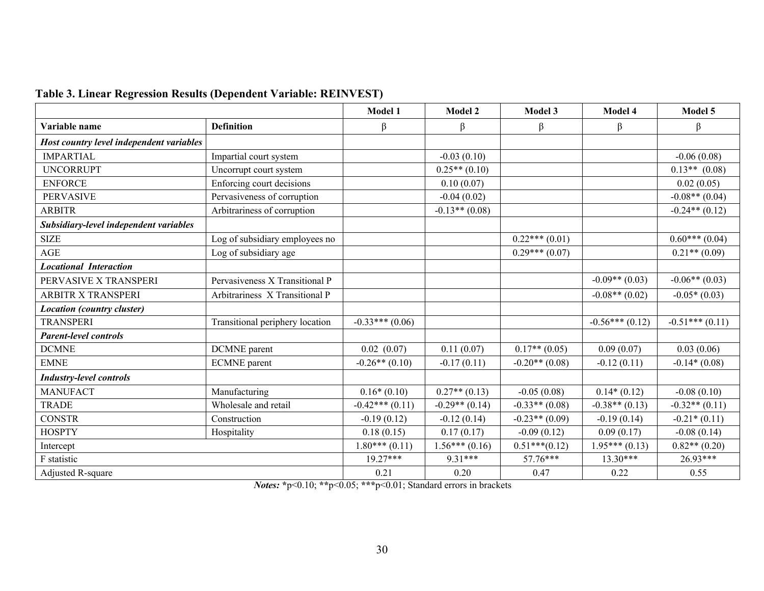**Table 3. Linear Regression Results (Dependent Variable: REINVEST)**

| | | Model 1 | Model 2 | Model 3 | Model 4 | Model 5 |
|---|---|---|---|---|---|---|
| **Variable name** | **Definition** | β | β | β | β | β |
| ***Host country level independent variables*** | | | | | | |
| IMPARTIAL | Impartial court system | | -0.03 (0.10) | | | -0.06 (0.08) |
| UNCORRUPT | Uncorrupt court system | | 0.25** (0.10) | | | 0.13** (0.08) |
| ENFORCE | Enforcing court decisions | | 0.10 (0.07) | | | 0.02 (0.05) |
| PERVASIVE | Pervasiveness of corruption | | -0.04 (0.02) | | | -0.08** (0.04) |
| ARBITR | Arbitrariness of corruption | | -0.13** (0.08) | | | -0.24** (0.12) |
| ***Subsidiary-level independent variables*** | | | | | | |
| SIZE | Log of subsidiary employees no | | | 0.22*** (0.01) | | 0.60*** (0.04) |
| AGE | Log of subsidiary age | | | 0.29*** (0.07) | | 0.21** (0.09) |
| ***Locational Interaction*** | | | | | | |
| PERVASIVE X TRANSPERI | Pervasiveness X Transitional P | | | | -0.09** (0.03) | -0.06** (0.03) |
| ARBITR X TRANSPERI | Arbitrariness X Transitional P | | | | -0.08** (0.02) | -0.05* (0.03) |
| ***Location (country cluster)*** | | | | | | |
| TRANSPERI | Transitional periphery location | -0.33*** (0.06) | | | -0.56*** (0.12) | -0.51*** (0.11) |
| ***Parent-level controls*** | | | | | | |
| DCMNE | DCMNE parent | 0.02 (0.07) | 0.11 (0.07) | 0.17** (0.05) | 0.09 (0.07) | 0.03 (0.06) |
| EMNE | ECMNE parent | -0.26** (0.10) | -0.17 (0.11) | -0.20** (0.08) | -0.12 (0.11) | -0.14* (0.08) |
| ***Industry-level controls*** | | | | | | |
| MANUFACT | Manufacturing | 0.16* (0.10) | 0.27** (0.13) | -0.05 (0.08) | 0.14* (0.12) | -0.08 (0.10) |
| TRADE | Wholesale and retail | -0.42*** (0.11) | -0.29** (0.14) | -0.33** (0.08) | -0.38** (0.13) | -0.32** (0.11) |
| CONSTR | Construction | -0.19 (0.12) | -0.12 (0.14) | -0.23** (0.09) | -0.19 (0.14) | -0.21* (0.11) |
| HOSPTY | Hospitality | 0.18 (0.15) | 0.17 (0.17) | -0.09 (0.12) | 0.09 (0.17) | -0.08 (0.14) |
| Intercept | | 1.80*** (0.11) | 1.56*** (0.16) | 0.51***(0.12) | 1.95*** (0.13) | 0.82** (0.20) |
| F statistic | | 19.27*** | 9.31*** | 57.76*** | 13.30*** | 26.93*** |
| Adjusted R-square | | 0.21 | 0.20 | 0.47 | 0.22 | 0.55 |

***Notes:*** *p<0.10; **p<0.05; ***p<0.01; Standard errors in brackets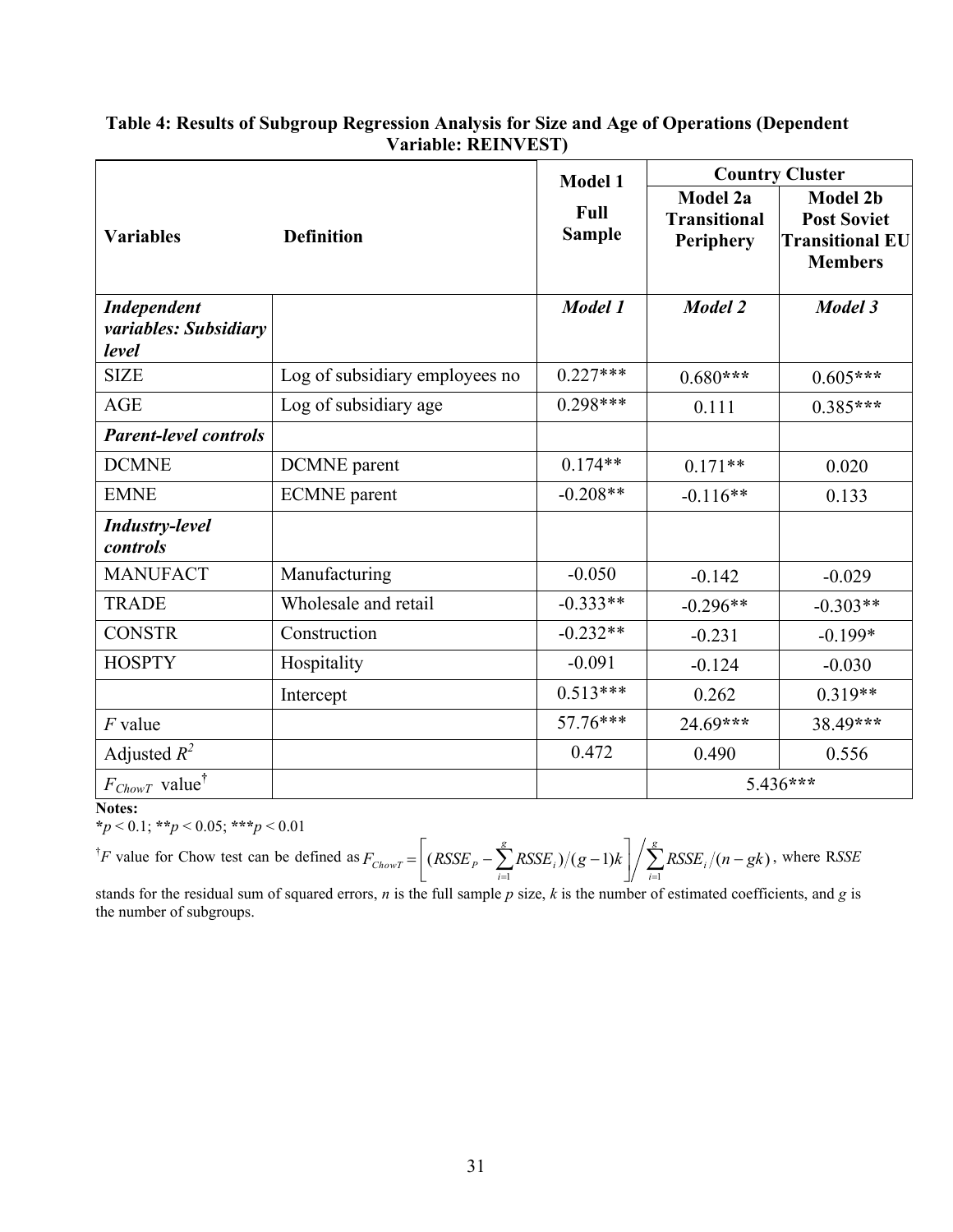**Table 4: Results of Subgroup Regression Analysis for Size and Age of Operations (Dependent Variable: REINVEST)**

| Variables | Definition | Model 1 Full Sample | Country Cluster | |
|---|---|---|---|---|
| | | | Model 2a Transitional Periphery | Model 2b Post Soviet Transitional EU Members |
| ***Independent variables: Subsidiary level*** | | ***Model 1*** | ***Model 2*** | ***Model 3*** |
| SIZE | Log of subsidiary employees no | 0.227*** | 0.680*** | 0.605*** |
| AGE | Log of subsidiary age | 0.298*** | 0.111 | 0.385*** |
| ***Parent-level controls*** | | | | |
| DCMNE | DCMNE parent | 0.174** | 0.171** | 0.020 |
| EMNE | ECMNE parent | -0.208** | -0.116** | 0.133 |
| ***Industry-level controls*** | | | | |
| MANUFACT | Manufacturing | -0.050 | -0.142 | -0.029 |
| TRADE | Wholesale and retail | -0.333** | -0.296** | -0.303** |
| CONSTR | Construction | -0.232** | -0.231 | -0.199* |
| HOSPTY | Hospitality | -0.091 | -0.124 | -0.030 |
| | Intercept | 0.513*** | 0.262 | 0.319** |
| *F* value | | 57.76*** | 24.69*** | 38.49*** |
| Adjusted $R^2$ | | 0.472 | 0.490 | 0.556 |
| $F_{ChowT}$ value† | | | 5.436*** | |

**Notes:**

*$p < 0.1$; **$p < 0.05$; ***$p < 0.01$

†*F* value for Chow test can be defined as $F_{ChowT} = \left[ (RSSE_P - \sum_{i=1}^{g} RSSE_i)/(g-1)k \right] \Big/ \sum_{i=1}^{g} RSSE_i/(n-gk)$, where R*SSE* stands for the residual sum of squared errors, *n* is the full sample *p* size, *k* is the number of estimated coefficients, and *g* is the number of subgroups.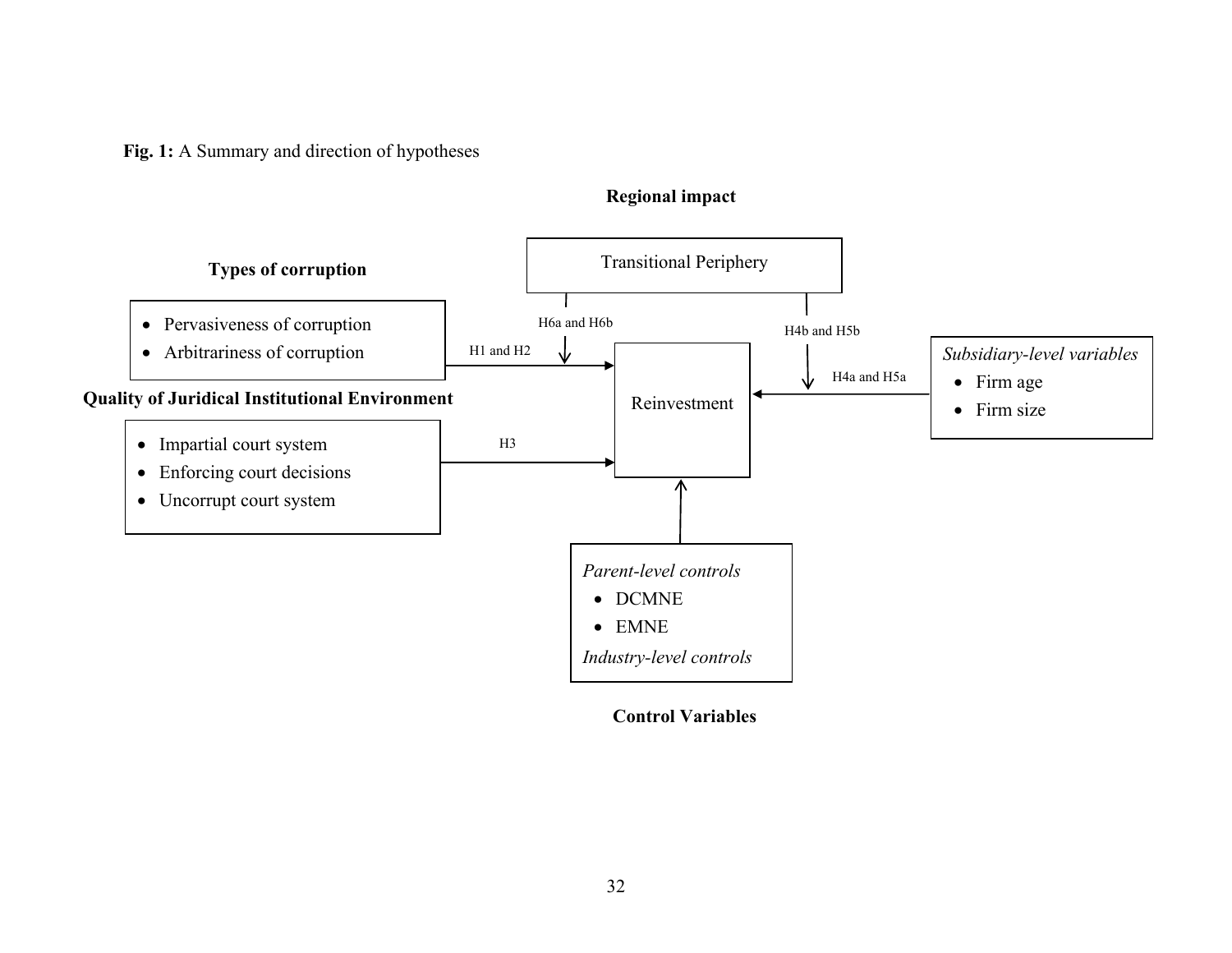**Fig. 1:** A Summary and direction of hypotheses

**Regional impact**

Transitional Periphery

**Types of corruption**

- Pervasiveness of corruption
- Arbitrariness of corruption

H1 and H2

H6a and H6b

H4b and H5b

H4a and H5a

Reinvestment

*Subsidiary-level variables*

- Firm age
- Firm size

**Quality of Juridical Institutional Environment**

- Impartial court system
- Enforcing court decisions
- Uncorrupt court system

H3

*Parent-level controls*

- DCMNE
- EMNE

*Industry-level controls*

**Control Variables**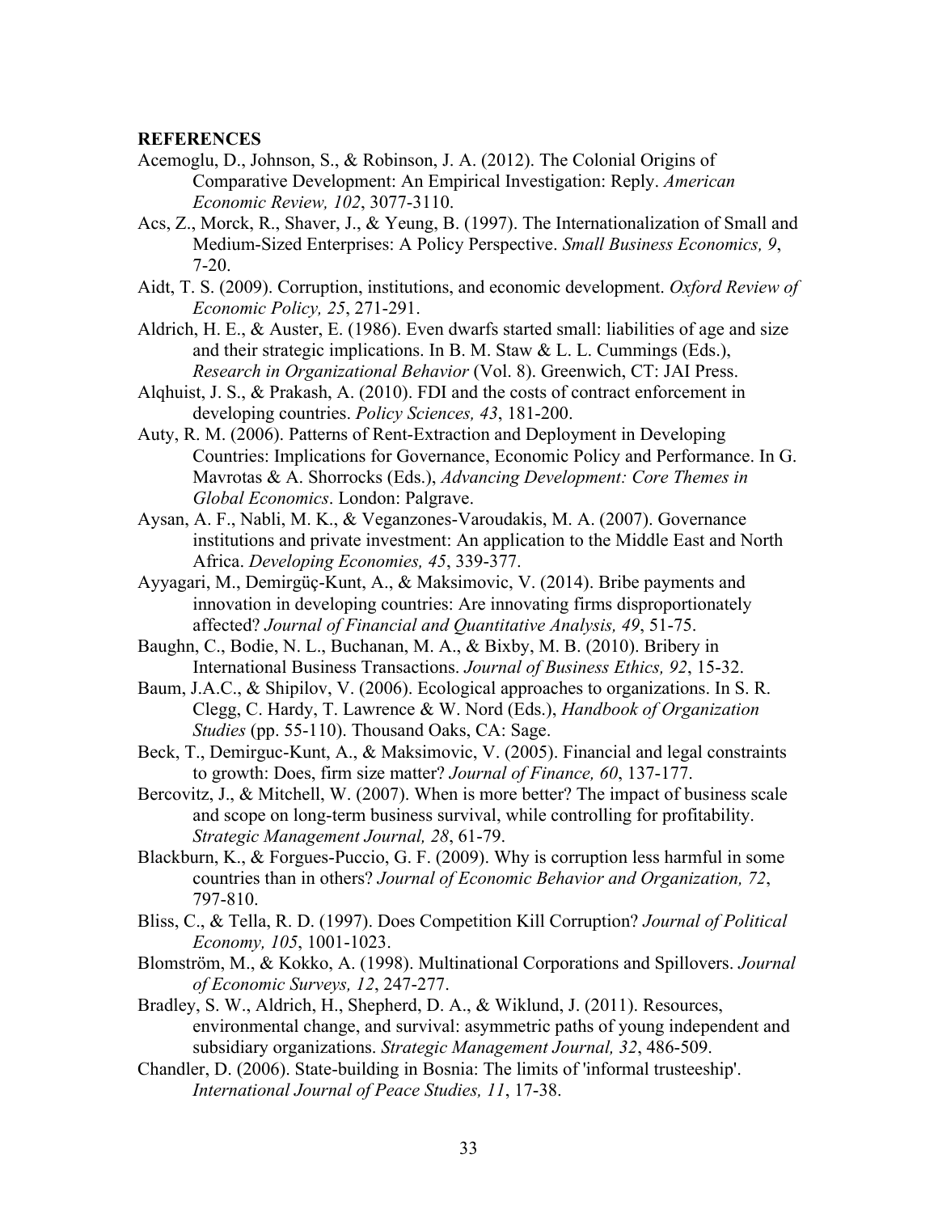**REFERENCES**

Acemoglu, D., Johnson, S., & Robinson, J. A. (2012). The Colonial Origins of Comparative Development: An Empirical Investigation: Reply. *American Economic Review, 102*, 3077-3110.

Acs, Z., Morck, R., Shaver, J., & Yeung, B. (1997). The Internationalization of Small and Medium-Sized Enterprises: A Policy Perspective. *Small Business Economics, 9*, 7-20.

Aidt, T. S. (2009). Corruption, institutions, and economic development. *Oxford Review of Economic Policy, 25*, 271-291.

Aldrich, H. E., & Auster, E. (1986). Even dwarfs started small: liabilities of age and size and their strategic implications. In B. M. Staw & L. L. Cummings (Eds.), *Research in Organizational Behavior* (Vol. 8). Greenwich, CT: JAI Press.

Alqhuist, J. S., & Prakash, A. (2010). FDI and the costs of contract enforcement in developing countries. *Policy Sciences, 43*, 181-200.

Auty, R. M. (2006). Patterns of Rent-Extraction and Deployment in Developing Countries: Implications for Governance, Economic Policy and Performance. In G. Mavrotas & A. Shorrocks (Eds.), *Advancing Development: Core Themes in Global Economics*. London: Palgrave.

Aysan, A. F., Nabli, M. K., & Veganzones-Varoudakis, M. A. (2007). Governance institutions and private investment: An application to the Middle East and North Africa. *Developing Economies, 45*, 339-377.

Ayyagari, M., Demirgüç-Kunt, A., & Maksimovic, V. (2014). Bribe payments and innovation in developing countries: Are innovating firms disproportionately affected? *Journal of Financial and Quantitative Analysis, 49*, 51-75.

Baughn, C., Bodie, N. L., Buchanan, M. A., & Bixby, M. B. (2010). Bribery in International Business Transactions. *Journal of Business Ethics, 92*, 15-32.

Baum, J.A.C., & Shipilov, V. (2006). Ecological approaches to organizations. In S. R. Clegg, C. Hardy, T. Lawrence & W. Nord (Eds.), *Handbook of Organization Studies* (pp. 55-110). Thousand Oaks, CA: Sage.

Beck, T., Demirguc-Kunt, A., & Maksimovic, V. (2005). Financial and legal constraints to growth: Does, firm size matter? *Journal of Finance, 60*, 137-177.

Bercovitz, J., & Mitchell, W. (2007). When is more better? The impact of business scale and scope on long-term business survival, while controlling for profitability. *Strategic Management Journal, 28*, 61-79.

Blackburn, K., & Forgues-Puccio, G. F. (2009). Why is corruption less harmful in some countries than in others? *Journal of Economic Behavior and Organization, 72*, 797-810.

Bliss, C., & Tella, R. D. (1997). Does Competition Kill Corruption? *Journal of Political Economy, 105*, 1001-1023.

Blomström, M., & Kokko, A. (1998). Multinational Corporations and Spillovers. *Journal of Economic Surveys, 12*, 247-277.

Bradley, S. W., Aldrich, H., Shepherd, D. A., & Wiklund, J. (2011). Resources, environmental change, and survival: asymmetric paths of young independent and subsidiary organizations. *Strategic Management Journal, 32*, 486-509.

Chandler, D. (2006). State-building in Bosnia: The limits of 'informal trusteeship'. *International Journal of Peace Studies, 11*, 17-38.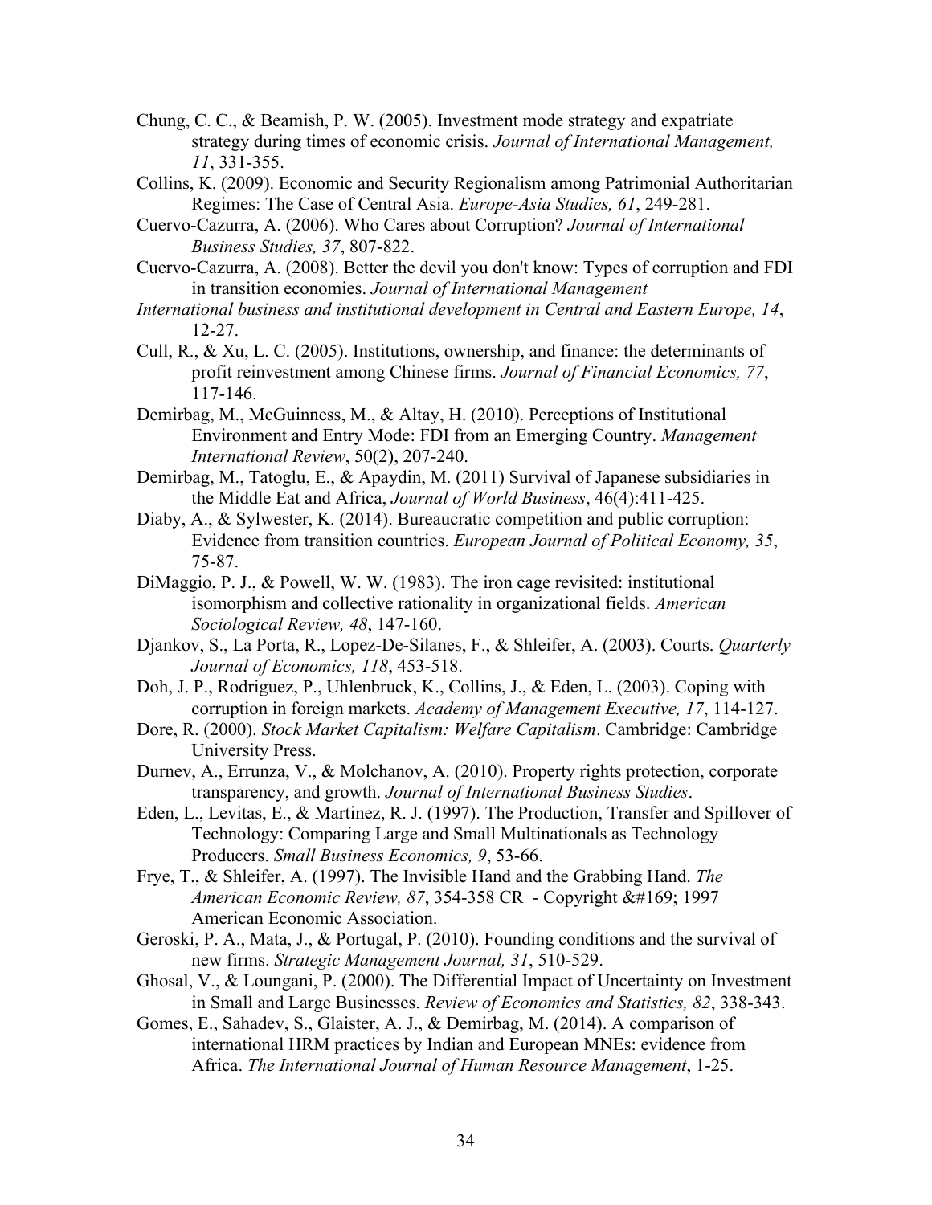Chung, C. C., & Beamish, P. W. (2005). Investment mode strategy and expatriate strategy during times of economic crisis. *Journal of International Management, 11*, 331-355.

Collins, K. (2009). Economic and Security Regionalism among Patrimonial Authoritarian Regimes: The Case of Central Asia. *Europe-Asia Studies, 61*, 249-281.

Cuervo-Cazurra, A. (2006). Who Cares about Corruption? *Journal of International Business Studies, 37*, 807-822.

Cuervo-Cazurra, A. (2008). Better the devil you don't know: Types of corruption and FDI in transition economies. *Journal of International Management*
*International business and institutional development in Central and Eastern Europe, 14*, 12-27.

Cull, R., & Xu, L. C. (2005). Institutions, ownership, and finance: the determinants of profit reinvestment among Chinese firms. *Journal of Financial Economics, 77*, 117-146.

Demirbag, M., McGuinness, M., & Altay, H. (2010). Perceptions of Institutional Environment and Entry Mode: FDI from an Emerging Country. *Management International Review*, 50(2), 207-240.

Demirbag, M., Tatoglu, E., & Apaydin, M. (2011) Survival of Japanese subsidiaries in the Middle Eat and Africa, *Journal of World Business*, 46(4):411-425.

Diaby, A., & Sylwester, K. (2014). Bureaucratic competition and public corruption: Evidence from transition countries. *European Journal of Political Economy, 35*, 75-87.

DiMaggio, P. J., & Powell, W. W. (1983). The iron cage revisited: institutional isomorphism and collective rationality in organizational fields. *American Sociological Review, 48*, 147-160.

Djankov, S., La Porta, R., Lopez-De-Silanes, F., & Shleifer, A. (2003). Courts. *Quarterly Journal of Economics, 118*, 453-518.

Doh, J. P., Rodriguez, P., Uhlenbruck, K., Collins, J., & Eden, L. (2003). Coping with corruption in foreign markets. *Academy of Management Executive, 17*, 114-127.

Dore, R. (2000). *Stock Market Capitalism: Welfare Capitalism*. Cambridge: Cambridge University Press.

Durnev, A., Errunza, V., & Molchanov, A. (2010). Property rights protection, corporate transparency, and growth. *Journal of International Business Studies*.

Eden, L., Levitas, E., & Martinez, R. J. (1997). The Production, Transfer and Spillover of Technology: Comparing Large and Small Multinationals as Technology Producers. *Small Business Economics, 9*, 53-66.

Frye, T., & Shleifer, A. (1997). The Invisible Hand and the Grabbing Hand. *The American Economic Review, 87*, 354-358 CR - Copyright &#169; 1997 American Economic Association.

Geroski, P. A., Mata, J., & Portugal, P. (2010). Founding conditions and the survival of new firms. *Strategic Management Journal, 31*, 510-529.

Ghosal, V., & Loungani, P. (2000). The Differential Impact of Uncertainty on Investment in Small and Large Businesses. *Review of Economics and Statistics, 82*, 338-343.

Gomes, E., Sahadev, S., Glaister, A. J., & Demirbag, M. (2014). A comparison of international HRM practices by Indian and European MNEs: evidence from Africa. *The International Journal of Human Resource Management*, 1-25.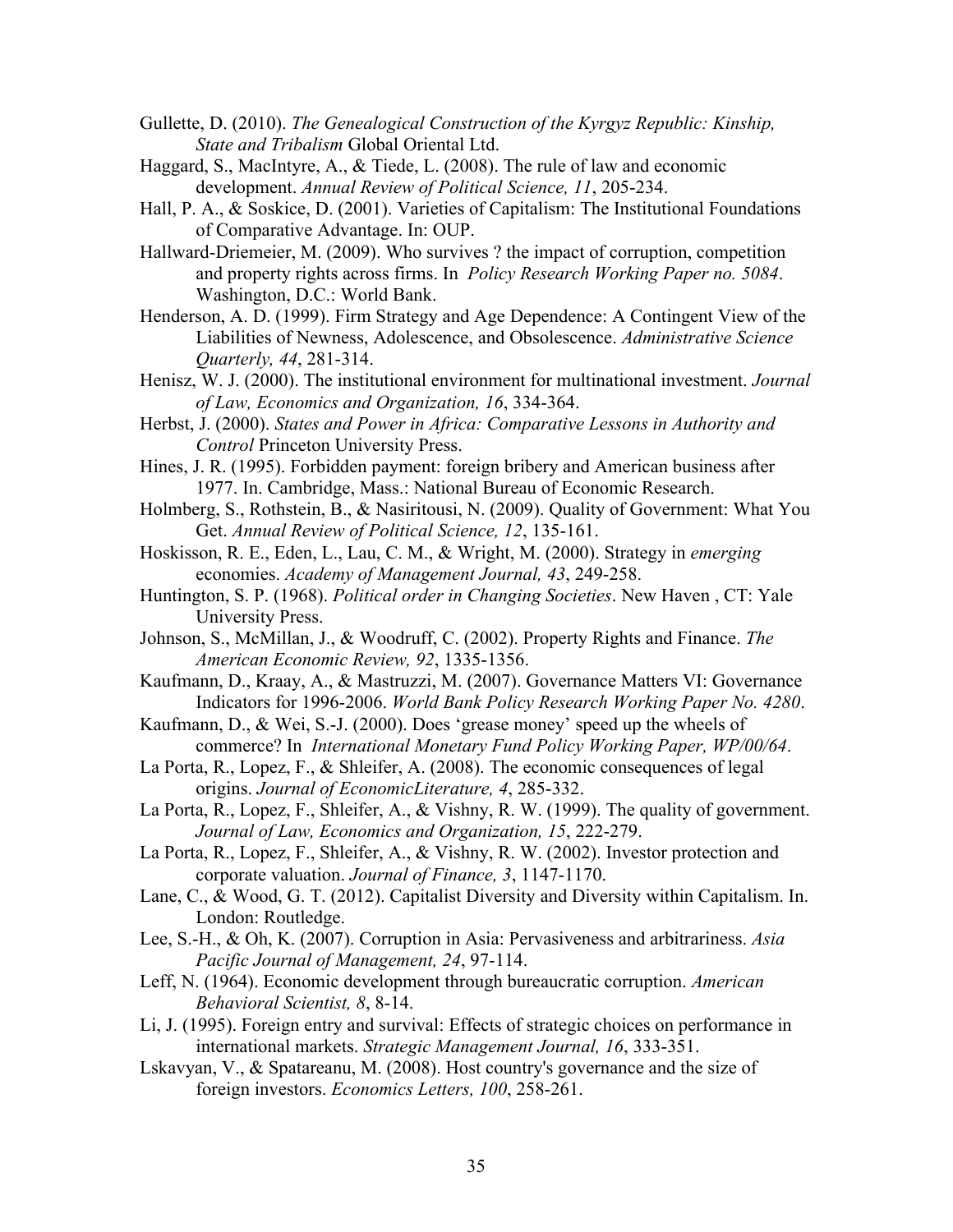Gullette, D. (2010). *The Genealogical Construction of the Kyrgyz Republic: Kinship, State and Tribalism* Global Oriental Ltd.

Haggard, S., MacIntyre, A., & Tiede, L. (2008). The rule of law and economic development. *Annual Review of Political Science, 11*, 205-234.

Hall, P. A., & Soskice, D. (2001). Varieties of Capitalism: The Institutional Foundations of Comparative Advantage. In: OUP.

Hallward-Driemeier, M. (2009). Who survives ? the impact of corruption, competition and property rights across firms. In *Policy Research Working Paper no. 5084*. Washington, D.C.: World Bank.

Henderson, A. D. (1999). Firm Strategy and Age Dependence: A Contingent View of the Liabilities of Newness, Adolescence, and Obsolescence. *Administrative Science Quarterly, 44*, 281-314.

Henisz, W. J. (2000). The institutional environment for multinational investment. *Journal of Law, Economics and Organization, 16*, 334-364.

Herbst, J. (2000). *States and Power in Africa: Comparative Lessons in Authority and Control* Princeton University Press.

Hines, J. R. (1995). Forbidden payment: foreign bribery and American business after 1977. In. Cambridge, Mass.: National Bureau of Economic Research.

Holmberg, S., Rothstein, B., & Nasiritousi, N. (2009). Quality of Government: What You Get. *Annual Review of Political Science, 12*, 135-161.

Hoskisson, R. E., Eden, L., Lau, C. M., & Wright, M. (2000). Strategy in *emerging* economies. *Academy of Management Journal, 43*, 249-258.

Huntington, S. P. (1968). *Political order in Changing Societies*. New Haven , CT: Yale University Press.

Johnson, S., McMillan, J., & Woodruff, C. (2002). Property Rights and Finance. *The American Economic Review, 92*, 1335-1356.

Kaufmann, D., Kraay, A., & Mastruzzi, M. (2007). Governance Matters VI: Governance Indicators for 1996-2006. *World Bank Policy Research Working Paper No. 4280*.

Kaufmann, D., & Wei, S.-J. (2000). Does 'grease money' speed up the wheels of commerce? In *International Monetary Fund Policy Working Paper, WP/00/64*.

La Porta, R., Lopez, F., & Shleifer, A. (2008). The economic consequences of legal origins. *Journal of EconomicLiterature, 4*, 285-332.

La Porta, R., Lopez, F., Shleifer, A., & Vishny, R. W. (1999). The quality of government. *Journal of Law, Economics and Organization, 15*, 222-279.

La Porta, R., Lopez, F., Shleifer, A., & Vishny, R. W. (2002). Investor protection and corporate valuation. *Journal of Finance, 3*, 1147-1170.

Lane, C., & Wood, G. T. (2012). Capitalist Diversity and Diversity within Capitalism. In. London: Routledge.

Lee, S.-H., & Oh, K. (2007). Corruption in Asia: Pervasiveness and arbitrariness. *Asia Pacific Journal of Management, 24*, 97-114.

Leff, N. (1964). Economic development through bureaucratic corruption. *American Behavioral Scientist, 8*, 8-14.

Li, J. (1995). Foreign entry and survival: Effects of strategic choices on performance in international markets. *Strategic Management Journal, 16*, 333-351.

Lskavyan, V., & Spatareanu, M. (2008). Host country's governance and the size of foreign investors. *Economics Letters, 100*, 258-261.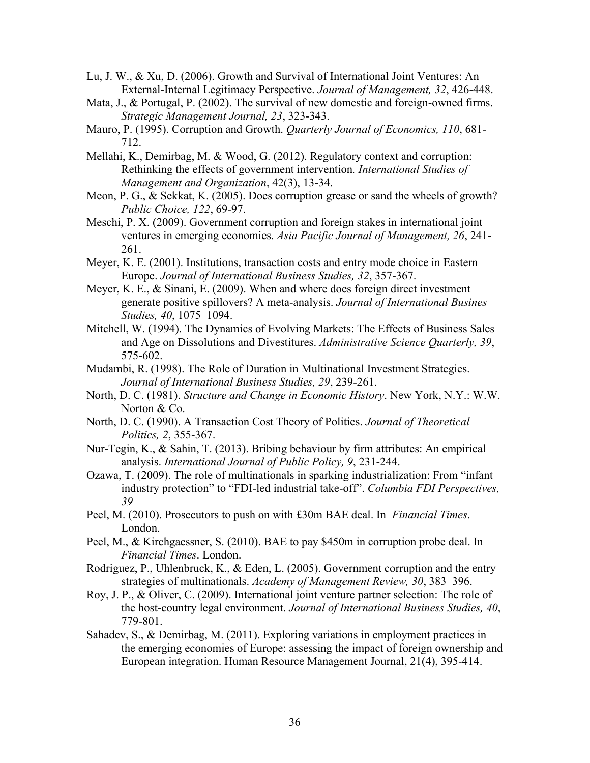Lu, J. W., & Xu, D. (2006). Growth and Survival of International Joint Ventures: An External-Internal Legitimacy Perspective. *Journal of Management, 32*, 426-448.

Mata, J., & Portugal, P. (2002). The survival of new domestic and foreign-owned firms. *Strategic Management Journal, 23*, 323-343.

Mauro, P. (1995). Corruption and Growth. *Quarterly Journal of Economics, 110*, 681-712.

Mellahi, K., Demirbag, M. & Wood, G. (2012). Regulatory context and corruption: Rethinking the effects of government intervention*. International Studies of Management and Organization*, 42(3), 13-34.

Meon, P. G., & Sekkat, K. (2005). Does corruption grease or sand the wheels of growth? *Public Choice, 122*, 69-97.

Meschi, P. X. (2009). Government corruption and foreign stakes in international joint ventures in emerging economies. *Asia Pacific Journal of Management, 26*, 241-261.

Meyer, K. E. (2001). Institutions, transaction costs and entry mode choice in Eastern Europe. *Journal of International Business Studies, 32*, 357-367.

Meyer, K. E., & Sinani, E. (2009). When and where does foreign direct investment generate positive spillovers? A meta-analysis. *Journal of International Busines Studies, 40*, 1075–1094.

Mitchell, W. (1994). The Dynamics of Evolving Markets: The Effects of Business Sales and Age on Dissolutions and Divestitures. *Administrative Science Quarterly, 39*, 575-602.

Mudambi, R. (1998). The Role of Duration in Multinational Investment Strategies. *Journal of International Business Studies, 29*, 239-261.

North, D. C. (1981). *Structure and Change in Economic History*. New York, N.Y.: W.W. Norton & Co.

North, D. C. (1990). A Transaction Cost Theory of Politics. *Journal of Theoretical Politics, 2*, 355-367.

Nur-Tegin, K., & Sahin, T. (2013). Bribing behaviour by firm attributes: An empirical analysis. *International Journal of Public Policy, 9*, 231-244.

Ozawa, T. (2009). The role of multinationals in sparking industrialization: From "infant industry protection" to "FDI-led industrial take-off". *Columbia FDI Perspectives, 39*

Peel, M. (2010). Prosecutors to push on with £30m BAE deal. In *Financial Times*. London.

Peel, M., & Kirchgaessner, S. (2010). BAE to pay $450m in corruption probe deal. In *Financial Times*. London.

Rodriguez, P., Uhlenbruck, K., & Eden, L. (2005). Government corruption and the entry strategies of multinationals. *Academy of Management Review, 30*, 383–396.

Roy, J. P., & Oliver, C. (2009). International joint venture partner selection: The role of the host-country legal environment. *Journal of International Business Studies, 40*, 779-801.

Sahadev, S., & Demirbag, M. (2011). Exploring variations in employment practices in the emerging economies of Europe: assessing the impact of foreign ownership and European integration. Human Resource Management Journal, 21(4), 395-414.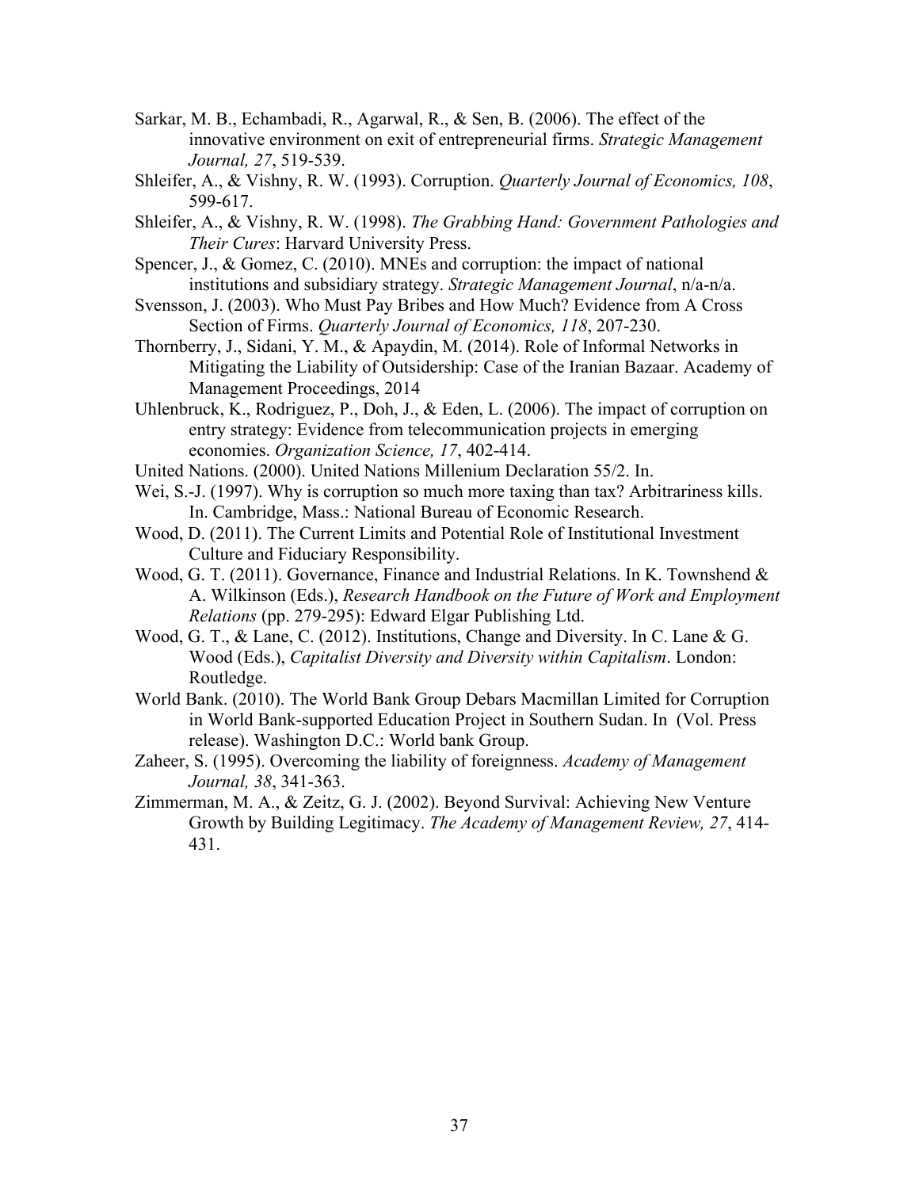Sarkar, M. B., Echambadi, R., Agarwal, R., & Sen, B. (2006). The effect of the innovative environment on exit of entrepreneurial firms. *Strategic Management Journal, 27*, 519-539.

Shleifer, A., & Vishny, R. W. (1993). Corruption. *Quarterly Journal of Economics, 108*, 599-617.

Shleifer, A., & Vishny, R. W. (1998). *The Grabbing Hand: Government Pathologies and Their Cures*: Harvard University Press.

Spencer, J., & Gomez, C. (2010). MNEs and corruption: the impact of national institutions and subsidiary strategy. *Strategic Management Journal*, n/a-n/a.

Svensson, J. (2003). Who Must Pay Bribes and How Much? Evidence from A Cross Section of Firms. *Quarterly Journal of Economics, 118*, 207-230.

Thornberry, J., Sidani, Y. M., & Apaydin, M. (2014). Role of Informal Networks in Mitigating the Liability of Outsidership: Case of the Iranian Bazaar. Academy of Management Proceedings, 2014

Uhlenbruck, K., Rodriguez, P., Doh, J., & Eden, L. (2006). The impact of corruption on entry strategy: Evidence from telecommunication projects in emerging economies. *Organization Science, 17*, 402-414.

United Nations. (2000). United Nations Millenium Declaration 55/2. In.

Wei, S.-J. (1997). Why is corruption so much more taxing than tax? Arbitrariness kills. In. Cambridge, Mass.: National Bureau of Economic Research.

Wood, D. (2011). The Current Limits and Potential Role of Institutional Investment Culture and Fiduciary Responsibility.

Wood, G. T. (2011). Governance, Finance and Industrial Relations. In K. Townshend & A. Wilkinson (Eds.), *Research Handbook on the Future of Work and Employment Relations* (pp. 279-295): Edward Elgar Publishing Ltd.

Wood, G. T., & Lane, C. (2012). Institutions, Change and Diversity. In C. Lane & G. Wood (Eds.), *Capitalist Diversity and Diversity within Capitalism*. London: Routledge.

World Bank. (2010). The World Bank Group Debars Macmillan Limited for Corruption in World Bank-supported Education Project in Southern Sudan. In (Vol. Press release). Washington D.C.: World bank Group.

Zaheer, S. (1995). Overcoming the liability of foreignness. *Academy of Management Journal, 38*, 341-363.

Zimmerman, M. A., & Zeitz, G. J. (2002). Beyond Survival: Achieving New Venture Growth by Building Legitimacy. *The Academy of Management Review, 27*, 414-431.